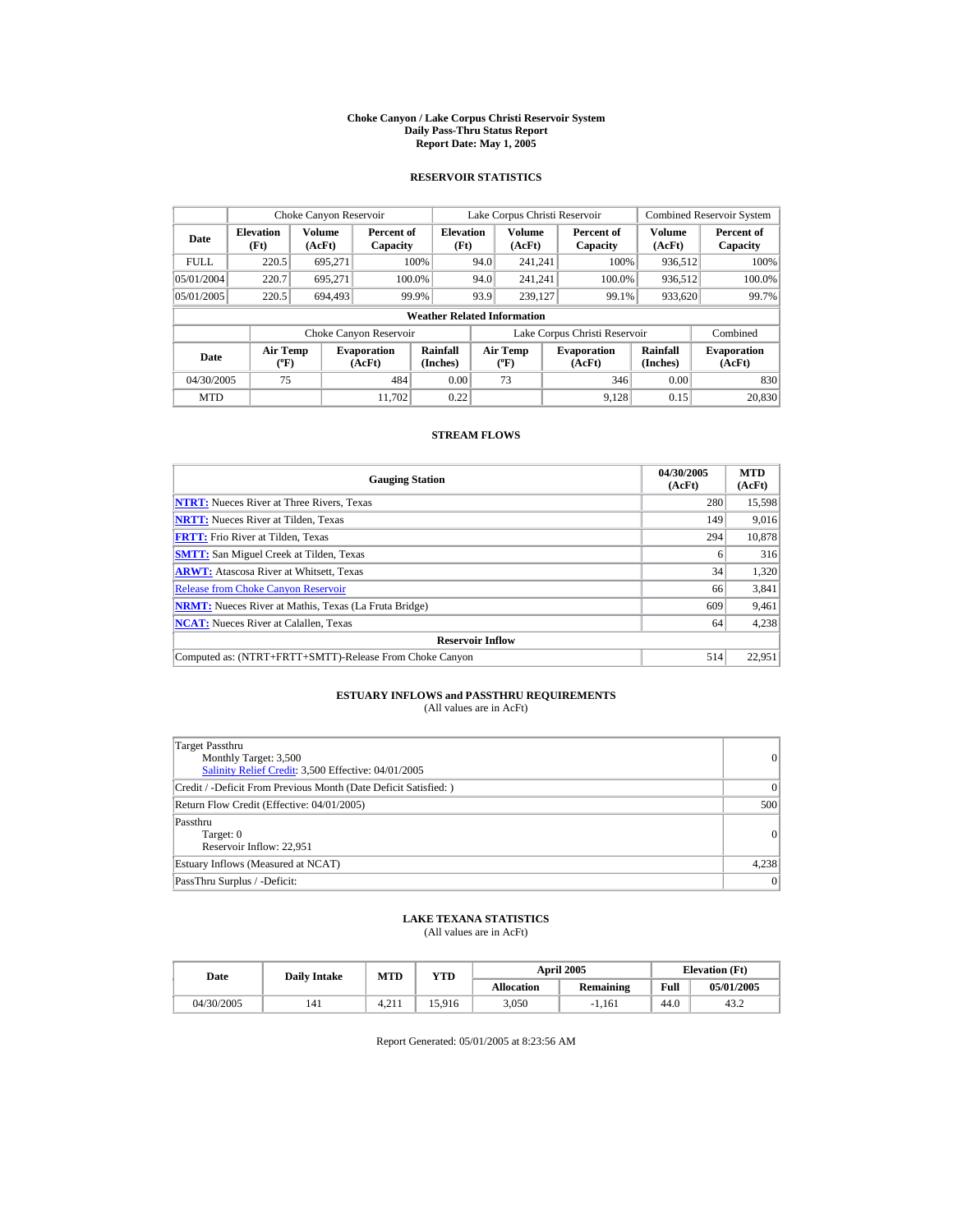# Choke Canyon / Lake Corpus Christi Reservoir System
## Daily Pass-Thru Status Report
## Report Date: May 1, 2005

### RESERVOIR STATISTICS

| | Choke Canyon Reservoir | | | Lake Corpus Christi Reservoir | | | Combined Reservoir System | |
|---|---|---|---|---|---|---|---|---|
| Date | Elevation (Ft) | Volume (AcFt) | Percent of Capacity | Elevation (Ft) | Volume (AcFt) | Percent of Capacity | Volume (AcFt) | Percent of Capacity |
| FULL | 220.5 | 695,271 | 100% | 94.0 | 241,241 | 100% | 936,512 | 100% |
| 05/01/2004 | 220.7 | 695,271 | 100.0% | 94.0 | 241,241 | 100.0% | 936,512 | 100.0% |
| 05/01/2005 | 220.5 | 694,493 | 99.9% | 93.9 | 239,127 | 99.1% | 933,620 | 99.7% |

**Weather Related Information**

| | Choke Canyon Reservoir | | | Lake Corpus Christi Reservoir | | | Combined |
|---|---|---|---|---|---|---|---|
| Date | Air Temp (ºF) | Evaporation (AcFt) | Rainfall (Inches) | Air Temp (ºF) | Evaporation (AcFt) | Rainfall (Inches) | Evaporation (AcFt) |
| 04/30/2005 | 75 | 484 | 0.00 | 73 | 346 | 0.00 | 830 |
| MTD | | 11,702 | 0.22 | | 9,128 | 0.15 | 20,830 |

### STREAM FLOWS

| Gauging Station | 04/30/2005 (AcFt) | MTD (AcFt) |
|---|---|---|
| NTRT: Nueces River at Three Rivers, Texas | 280 | 15,598 |
| NRTT: Nueces River at Tilden, Texas | 149 | 9,016 |
| FRTT: Frio River at Tilden, Texas | 294 | 10,878 |
| SMTT: San Miguel Creek at Tilden, Texas | 6 | 316 |
| ARWT: Atascosa River at Whitsett, Texas | 34 | 1,320 |
| Release from Choke Canyon Reservoir | 66 | 3,841 |
| NRMT: Nueces River at Mathis, Texas (La Fruta Bridge) | 609 | 9,461 |
| NCAT: Nueces River at Calallen, Texas | 64 | 4,238 |
| **Reservoir Inflow** | | |
| Computed as: (NTRT+FRTT+SMTT)-Release From Choke Canyon | 514 | 22,951 |

### ESTUARY INFLOWS and PASSTHRU REQUIREMENTS
(All values are in AcFt)

| | |
|---|---|
| Target Passthru<br>Monthly Target: 3,500<br>Salinity Relief Credit: 3,500 Effective: 04/01/2005 | 0 |
| Credit / -Deficit From Previous Month (Date Deficit Satisfied: ) | 0 |
| Return Flow Credit (Effective: 04/01/2005) | 500 |
| Passthru<br>Target: 0<br>Reservoir Inflow: 22,951 | 0 |
| Estuary Inflows (Measured at NCAT) | 4,238 |
| PassThru Surplus / -Deficit: | 0 |

### LAKE TEXANA STATISTICS
(All values are in AcFt)

| Date | Daily Intake | MTD | YTD | April 2005 | | Elevation (Ft) | |
|---|---|---|---|---|---|---|---|
| | | | | Allocation | Remaining | Full | 05/01/2005 |
| 04/30/2005 | 141 | 4,211 | 15,916 | 3,050 | -1,161 | 44.0 | 43.2 |

Report Generated: 05/01/2005 at 8:23:56 AM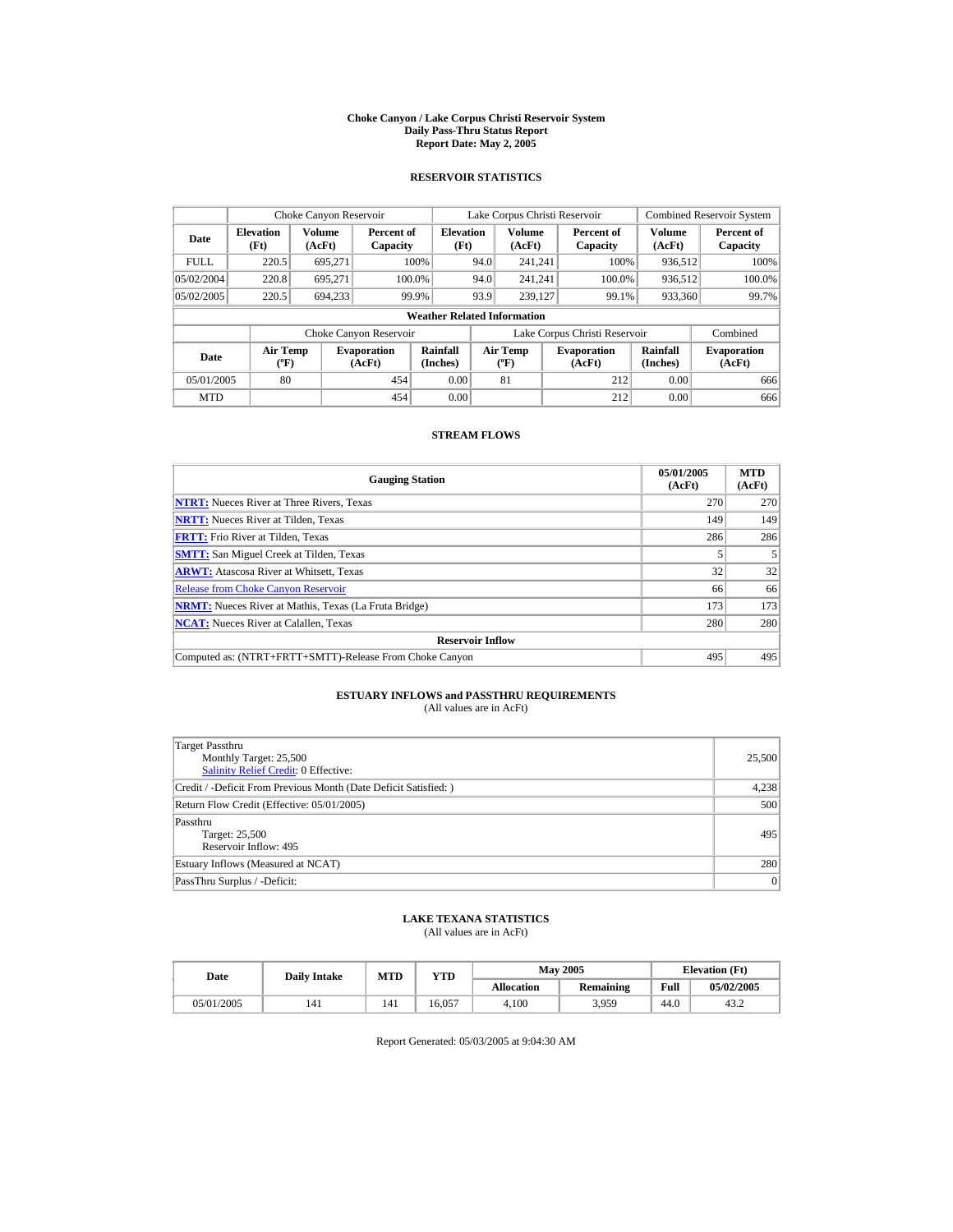# Choke Canyon / Lake Corpus Christi Reservoir System
## Daily Pass-Thru Status Report
## Report Date: May 2, 2005

### RESERVOIR STATISTICS

| Date | Choke Canyon Reservoir | | | Lake Corpus Christi Reservoir | | | Combined Reservoir System | |
|---|---|---|---|---|---|---|---|---|
| | Elevation (Ft) | Volume (AcFt) | Percent of Capacity | Elevation (Ft) | Volume (AcFt) | Percent of Capacity | Volume (AcFt) | Percent of Capacity |
| FULL | 220.5 | 695,271 | 100% | 94.0 | 241,241 | 100% | 936,512 | 100% |
| 05/02/2004 | 220.8 | 695,271 | 100.0% | 94.0 | 241,241 | 100.0% | 936,512 | 100.0% |
| 05/02/2005 | 220.5 | 694,233 | 99.9% | 93.9 | 239,127 | 99.1% | 933,360 | 99.7% |

**Weather Related Information**

| Date | Choke Canyon Reservoir | | | Lake Corpus Christi Reservoir | | | Combined |
|---|---|---|---|---|---|---|---|
| | Air Temp (ºF) | Evaporation (AcFt) | Rainfall (Inches) | Air Temp (ºF) | Evaporation (AcFt) | Rainfall (Inches) | Evaporation (AcFt) |
| 05/01/2005 | 80 | 454 | 0.00 | 81 | 212 | 0.00 | 666 |
| MTD | | 454 | 0.00 | | 212 | 0.00 | 666 |

### STREAM FLOWS

| Gauging Station | 05/01/2005 (AcFt) | MTD (AcFt) |
|---|---|---|
| NTRT: Nueces River at Three Rivers, Texas | 270 | 270 |
| NRTT: Nueces River at Tilden, Texas | 149 | 149 |
| FRTT: Frio River at Tilden, Texas | 286 | 286 |
| SMTT: San Miguel Creek at Tilden, Texas | 5 | 5 |
| ARWT: Atascosa River at Whitsett, Texas | 32 | 32 |
| Release from Choke Canyon Reservoir | 66 | 66 |
| NRMT: Nueces River at Mathis, Texas (La Fruta Bridge) | 173 | 173 |
| NCAT: Nueces River at Calallen, Texas | 280 | 280 |
| **Reservoir Inflow** | | |
| Computed as: (NTRT+FRTT+SMTT)-Release From Choke Canyon | 495 | 495 |

### ESTUARY INFLOWS and PASSTHRU REQUIREMENTS
(All values are in AcFt)

| | |
|---|---|
| Target Passthru<br>Monthly Target: 25,500<br>Salinity Relief Credit: 0 Effective: | 25,500 |
| Credit / -Deficit From Previous Month (Date Deficit Satisfied: ) | 4,238 |
| Return Flow Credit (Effective: 05/01/2005) | 500 |
| Passthru<br>Target: 25,500<br>Reservoir Inflow: 495 | 495 |
| Estuary Inflows (Measured at NCAT) | 280 |
| PassThru Surplus / -Deficit: | 0 |

### LAKE TEXANA STATISTICS
(All values are in AcFt)

| Date | Daily Intake | MTD | YTD | May 2005 | | Elevation (Ft) | |
|---|---|---|---|---|---|---|---|
| | | | | Allocation | Remaining | Full | 05/02/2005 |
| 05/01/2005 | 141 | 141 | 16,057 | 4,100 | 3,959 | 44.0 | 43.2 |

Report Generated: 05/03/2005 at 9:04:30 AM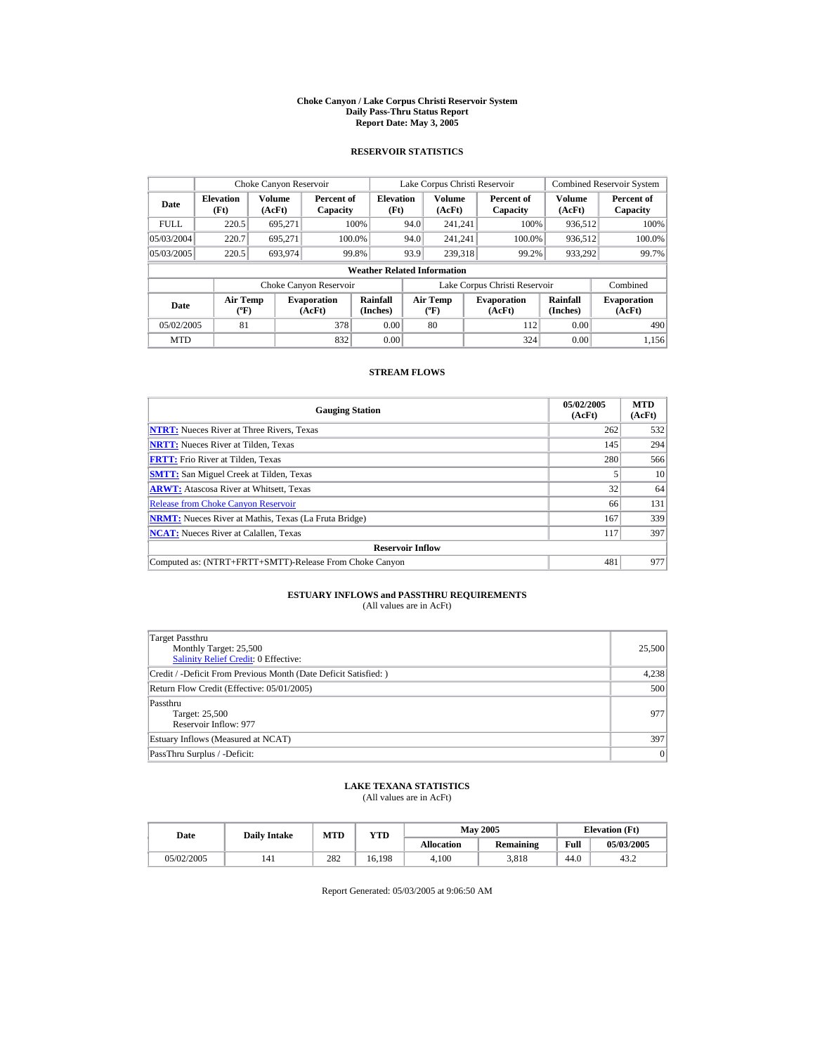# Choke Canyon / Lake Corpus Christi Reservoir System
## Daily Pass-Thru Status Report
### Report Date: May 3, 2005

## RESERVOIR STATISTICS

| | Choke Canyon Reservoir | | | Lake Corpus Christi Reservoir | | | Combined Reservoir System | |
|---|---|---|---|---|---|---|---|---|
| Date | Elevation (Ft) | Volume (AcFt) | Percent of Capacity | Elevation (Ft) | Volume (AcFt) | Percent of Capacity | Volume (AcFt) | Percent of Capacity |
| FULL | 220.5 | 695,271 | 100% | 94.0 | 241,241 | 100% | 936,512 | 100% |
| 05/03/2004 | 220.7 | 695,271 | 100.0% | 94.0 | 241,241 | 100.0% | 936,512 | 100.0% |
| 05/03/2005 | 220.5 | 693,974 | 99.8% | 93.9 | 239,318 | 99.2% | 933,292 | 99.7% |

**Weather Related Information**

| | Choke Canyon Reservoir | | | Lake Corpus Christi Reservoir | | | Combined |
|---|---|---|---|---|---|---|---|
| Date | Air Temp (ºF) | Evaporation (AcFt) | Rainfall (Inches) | Air Temp (ºF) | Evaporation (AcFt) | Rainfall (Inches) | Evaporation (AcFt) |
| 05/02/2005 | 81 | 378 | 0.00 | 80 | 112 | 0.00 | 490 |
| MTD | | 832 | 0.00 | | 324 | 0.00 | 1,156 |

## STREAM FLOWS

| Gauging Station | 05/02/2005 (AcFt) | MTD (AcFt) |
|---|---|---|
| **NTRT:** Nueces River at Three Rivers, Texas | 262 | 532 |
| **NRTT:** Nueces River at Tilden, Texas | 145 | 294 |
| **FRTT:** Frio River at Tilden, Texas | 280 | 566 |
| **SMTT:** San Miguel Creek at Tilden, Texas | 5 | 10 |
| **ARWT:** Atascosa River at Whitsett, Texas | 32 | 64 |
| Release from Choke Canyon Reservoir | 66 | 131 |
| **NRMT:** Nueces River at Mathis, Texas (La Fruta Bridge) | 167 | 339 |
| **NCAT:** Nueces River at Calallen, Texas | 117 | 397 |
| **Reservoir Inflow** | | |
| Computed as: (NTRT+FRTT+SMTT)-Release From Choke Canyon | 481 | 977 |

## ESTUARY INFLOWS and PASSTHRU REQUIREMENTS
(All values are in AcFt)

| | |
|---|---|
| Target Passthru<br>Monthly Target: 25,500<br>Salinity Relief Credit: 0 Effective: | 25,500 |
| Credit / -Deficit From Previous Month (Date Deficit Satisfied: ) | 4,238 |
| Return Flow Credit (Effective: 05/01/2005) | 500 |
| Passthru<br>Target: 25,500<br>Reservoir Inflow: 977 | 977 |
| Estuary Inflows (Measured at NCAT) | 397 |
| PassThru Surplus / -Deficit: | 0 |

## LAKE TEXANA STATISTICS
(All values are in AcFt)

| Date | Daily Intake | MTD | YTD | May 2005 | | Elevation (Ft) | |
|---|---|---|---|---|---|---|---|
| | | | | Allocation | Remaining | Full | 05/03/2005 |
| 05/02/2005 | 141 | 282 | 16,198 | 4,100 | 3,818 | 44.0 | 43.2 |

Report Generated: 05/03/2005 at 9:06:50 AM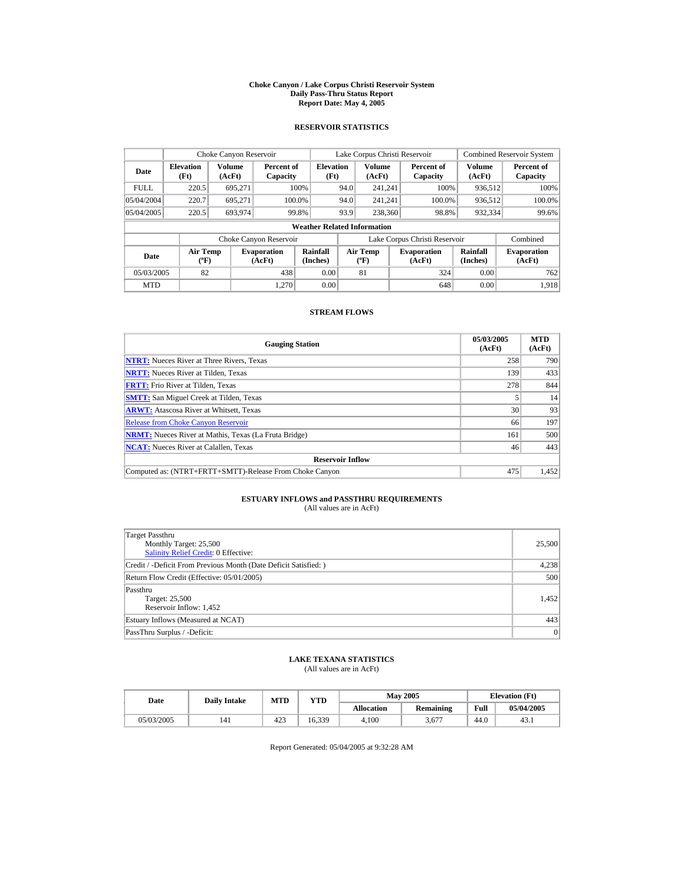# Choke Canyon / Lake Corpus Christi Reservoir System
## Daily Pass-Thru Status Report
### Report Date: May 4, 2005

## RESERVOIR STATISTICS

| Date | Choke Canyon Reservoir | | | Lake Corpus Christi Reservoir | | | Combined Reservoir System | |
|---|---|---|---|---|---|---|---|---|
| | Elevation (Ft) | Volume (AcFt) | Percent of Capacity | Elevation (Ft) | Volume (AcFt) | Percent of Capacity | Volume (AcFt) | Percent of Capacity |
| FULL | 220.5 | 695,271 | 100% | 94.0 | 241,241 | 100% | 936,512 | 100% |
| 05/04/2004 | 220.7 | 695,271 | 100.0% | 94.0 | 241,241 | 100.0% | 936,512 | 100.0% |
| 05/04/2005 | 220.5 | 693,974 | 99.8% | 93.9 | 238,360 | 98.8% | 932,334 | 99.6% |

**Weather Related Information**

| Date | Choke Canyon Reservoir | | | Lake Corpus Christi Reservoir | | | Combined |
|---|---|---|---|---|---|---|---|
| | Air Temp (ºF) | Evaporation (AcFt) | Rainfall (Inches) | Air Temp (ºF) | Evaporation (AcFt) | Rainfall (Inches) | Evaporation (AcFt) |
| 05/03/2005 | 82 | 438 | 0.00 | 81 | 324 | 0.00 | 762 |
| MTD | | 1,270 | 0.00 | | 648 | 0.00 | 1,918 |

## STREAM FLOWS

| Gauging Station | 05/03/2005 (AcFt) | MTD (AcFt) |
|---|---|---|
| NTRT: Nueces River at Three Rivers, Texas | 258 | 790 |
| NRTT: Nueces River at Tilden, Texas | 139 | 433 |
| FRTT: Frio River at Tilden, Texas | 278 | 844 |
| SMTT: San Miguel Creek at Tilden, Texas | 5 | 14 |
| ARWT: Atascosa River at Whitsett, Texas | 30 | 93 |
| Release from Choke Canyon Reservoir | 66 | 197 |
| NRMT: Nueces River at Mathis, Texas (La Fruta Bridge) | 161 | 500 |
| NCAT: Nueces River at Calallen, Texas | 46 | 443 |
| **Reservoir Inflow** | | |
| Computed as: (NTRT+FRTT+SMTT)-Release From Choke Canyon | 475 | 1,452 |

## ESTUARY INFLOWS and PASSTHRU REQUIREMENTS
(All values are in AcFt)

| | |
|---|---|
| Target Passthru<br>Monthly Target: 25,500<br>Salinity Relief Credit: 0 Effective: | 25,500 |
| Credit / -Deficit From Previous Month (Date Deficit Satisfied: ) | 4,238 |
| Return Flow Credit (Effective: 05/01/2005) | 500 |
| Passthru<br>Target: 25,500<br>Reservoir Inflow: 1,452 | 1,452 |
| Estuary Inflows (Measured at NCAT) | 443 |
| PassThru Surplus / -Deficit: | 0 |

## LAKE TEXANA STATISTICS
(All values are in AcFt)

| Date | Daily Intake | MTD | YTD | May 2005 | | Elevation (Ft) | |
|---|---|---|---|---|---|---|---|
| | | | | Allocation | Remaining | Full | 05/04/2005 |
| 05/03/2005 | 141 | 423 | 16,339 | 4,100 | 3,677 | 44.0 | 43.1 |

Report Generated: 05/04/2005 at 9:32:28 AM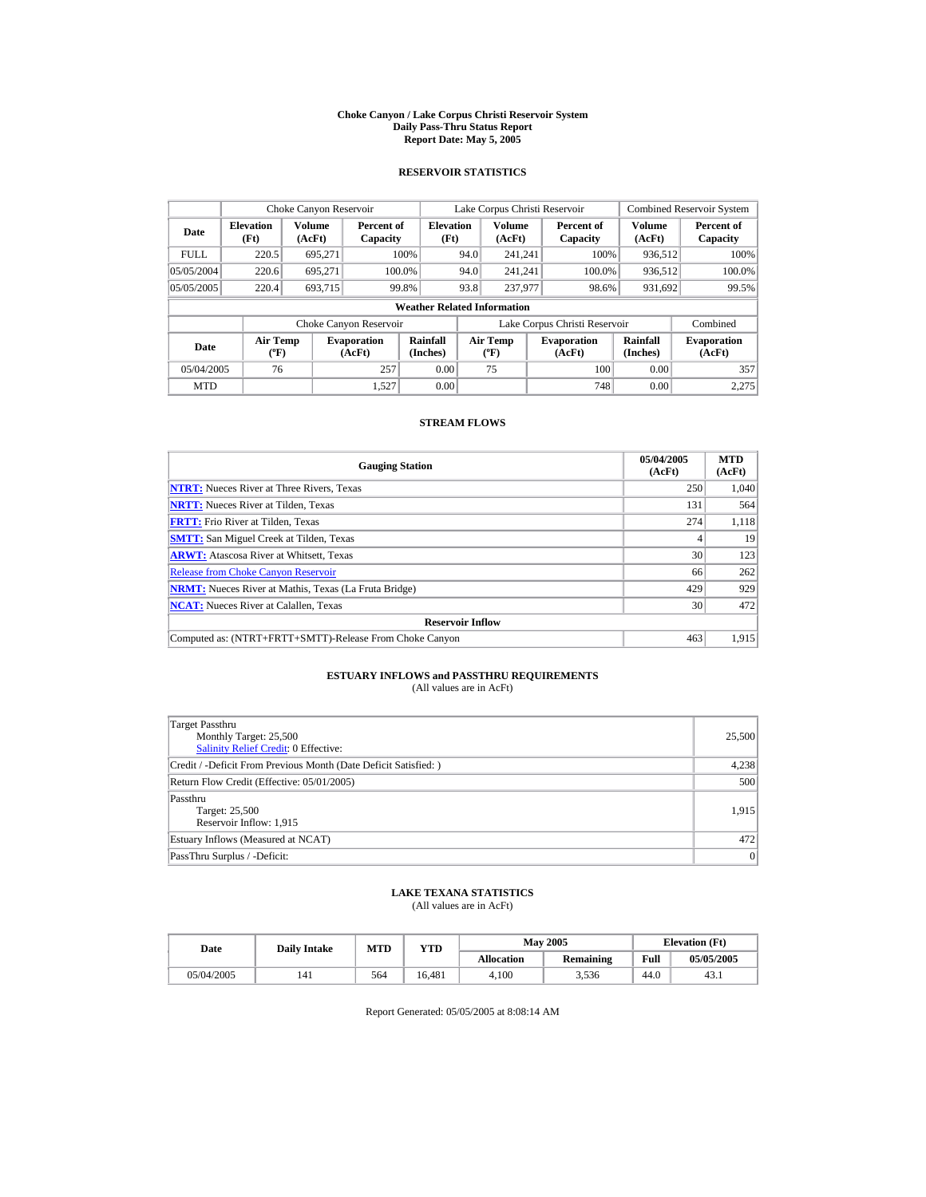# Choke Canyon / Lake Corpus Christi Reservoir System
## Daily Pass-Thru Status Report
### Report Date: May 5, 2005

## RESERVOIR STATISTICS

| Date | Choke Canyon Reservoir | | | Lake Corpus Christi Reservoir | | | Combined Reservoir System | |
|---|---|---|---|---|---|---|---|---|
| | Elevation (Ft) | Volume (AcFt) | Percent of Capacity | Elevation (Ft) | Volume (AcFt) | Percent of Capacity | Volume (AcFt) | Percent of Capacity |
| FULL | 220.5 | 695,271 | 100% | 94.0 | 241,241 | 100% | 936,512 | 100% |
| 05/05/2004 | 220.6 | 695,271 | 100.0% | 94.0 | 241,241 | 100.0% | 936,512 | 100.0% |
| 05/05/2005 | 220.4 | 693,715 | 99.8% | 93.8 | 237,977 | 98.6% | 931,692 | 99.5% |

**Weather Related Information**

| Date | Choke Canyon Reservoir | | | Lake Corpus Christi Reservoir | | | Combined |
|---|---|---|---|---|---|---|---|
| | Air Temp (ºF) | Evaporation (AcFt) | Rainfall (Inches) | Air Temp (ºF) | Evaporation (AcFt) | Rainfall (Inches) | Evaporation (AcFt) |
| 05/04/2005 | 76 | 257 | 0.00 | 75 | 100 | 0.00 | 357 |
| MTD | | 1,527 | 0.00 | | 748 | 0.00 | 2,275 |

## STREAM FLOWS

| Gauging Station | 05/04/2005 (AcFt) | MTD (AcFt) |
|---|---|---|
| **NTRT:** Nueces River at Three Rivers, Texas | 250 | 1,040 |
| **NRTT:** Nueces River at Tilden, Texas | 131 | 564 |
| **FRTT:** Frio River at Tilden, Texas | 274 | 1,118 |
| **SMTT:** San Miguel Creek at Tilden, Texas | 4 | 19 |
| **ARWT:** Atascosa River at Whitsett, Texas | 30 | 123 |
| Release from Choke Canyon Reservoir | 66 | 262 |
| **NRMT:** Nueces River at Mathis, Texas (La Fruta Bridge) | 429 | 929 |
| **NCAT:** Nueces River at Calallen, Texas | 30 | 472 |
| **Reservoir Inflow** | | |
| Computed as: (NTRT+FRTT+SMTT)-Release From Choke Canyon | 463 | 1,915 |

## ESTUARY INFLOWS and PASSTHRU REQUIREMENTS
(All values are in AcFt)

| | |
|---|---|
| Target Passthru<br>Monthly Target: 25,500<br>Salinity Relief Credit: 0 Effective: | 25,500 |
| Credit / -Deficit From Previous Month (Date Deficit Satisfied: ) | 4,238 |
| Return Flow Credit (Effective: 05/01/2005) | 500 |
| Passthru<br>Target: 25,500<br>Reservoir Inflow: 1,915 | 1,915 |
| Estuary Inflows (Measured at NCAT) | 472 |
| PassThru Surplus / -Deficit: | 0 |

## LAKE TEXANA STATISTICS
(All values are in AcFt)

| Date | Daily Intake | MTD | YTD | May 2005 | | Elevation (Ft) | |
|---|---|---|---|---|---|---|---|
| | | | | Allocation | Remaining | Full | 05/05/2005 |
| 05/04/2005 | 141 | 564 | 16,481 | 4,100 | 3,536 | 44.0 | 43.1 |

Report Generated: 05/05/2005 at 8:08:14 AM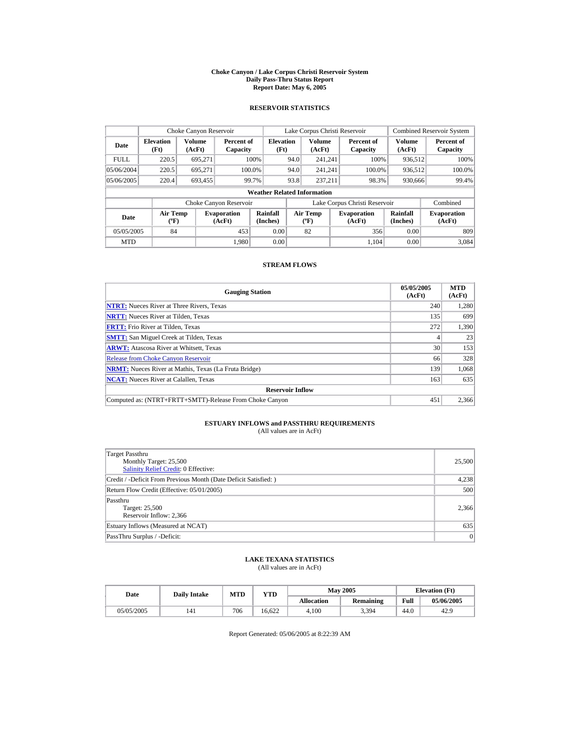# Choke Canyon / Lake Corpus Christi Reservoir System
## Daily Pass-Thru Status Report
### Report Date: May 6, 2005

## RESERVOIR STATISTICS

| Date | Choke Canyon Reservoir | | | Lake Corpus Christi Reservoir | | | Combined Reservoir System | |
|---|---|---|---|---|---|---|---|---|
| | Elevation (Ft) | Volume (AcFt) | Percent of Capacity | Elevation (Ft) | Volume (AcFt) | Percent of Capacity | Volume (AcFt) | Percent of Capacity |
| FULL | 220.5 | 695,271 | 100% | 94.0 | 241,241 | 100% | 936,512 | 100% |
| 05/06/2004 | 220.5 | 695,271 | 100.0% | 94.0 | 241,241 | 100.0% | 936,512 | 100.0% |
| 05/06/2005 | 220.4 | 693,455 | 99.7% | 93.8 | 237,211 | 98.3% | 930,666 | 99.4% |

**Weather Related Information**

| Date | Choke Canyon Reservoir | | | Lake Corpus Christi Reservoir | | | Combined |
|---|---|---|---|---|---|---|---|
| | Air Temp (ºF) | Evaporation (AcFt) | Rainfall (Inches) | Air Temp (ºF) | Evaporation (AcFt) | Rainfall (Inches) | Evaporation (AcFt) |
| 05/05/2005 | 84 | 453 | 0.00 | 82 | 356 | 0.00 | 809 |
| MTD | | 1,980 | 0.00 | | 1,104 | 0.00 | 3,084 |

## STREAM FLOWS

| Gauging Station | 05/05/2005 (AcFt) | MTD (AcFt) |
|---|---|---|
| **NTRT:** Nueces River at Three Rivers, Texas | 240 | 1,280 |
| **NRTT:** Nueces River at Tilden, Texas | 135 | 699 |
| **FRTT:** Frio River at Tilden, Texas | 272 | 1,390 |
| **SMTT:** San Miguel Creek at Tilden, Texas | 4 | 23 |
| **ARWT:** Atascosa River at Whitsett, Texas | 30 | 153 |
| Release from Choke Canyon Reservoir | 66 | 328 |
| **NRMT:** Nueces River at Mathis, Texas (La Fruta Bridge) | 139 | 1,068 |
| **NCAT:** Nueces River at Calallen, Texas | 163 | 635 |
| **Reservoir Inflow** | | |
| Computed as: (NTRT+FRTT+SMTT)-Release From Choke Canyon | 451 | 2,366 |

## ESTUARY INFLOWS and PASSTHRU REQUIREMENTS
(All values are in AcFt)

| | |
|---|---|
| Target Passthru<br>Monthly Target: 25,500<br>Salinity Relief Credit: 0 Effective: | 25,500 |
| Credit / -Deficit From Previous Month (Date Deficit Satisfied: ) | 4,238 |
| Return Flow Credit (Effective: 05/01/2005) | 500 |
| Passthru<br>Target: 25,500<br>Reservoir Inflow: 2,366 | 2,366 |
| Estuary Inflows (Measured at NCAT) | 635 |
| PassThru Surplus / -Deficit: | 0 |

## LAKE TEXANA STATISTICS
(All values are in AcFt)

| Date | Daily Intake | MTD | YTD | May 2005 | | Elevation (Ft) | |
|---|---|---|---|---|---|---|---|
| | | | | Allocation | Remaining | Full | 05/06/2005 |
| 05/05/2005 | 141 | 706 | 16,622 | 4,100 | 3,394 | 44.0 | 42.9 |

Report Generated: 05/06/2005 at 8:22:39 AM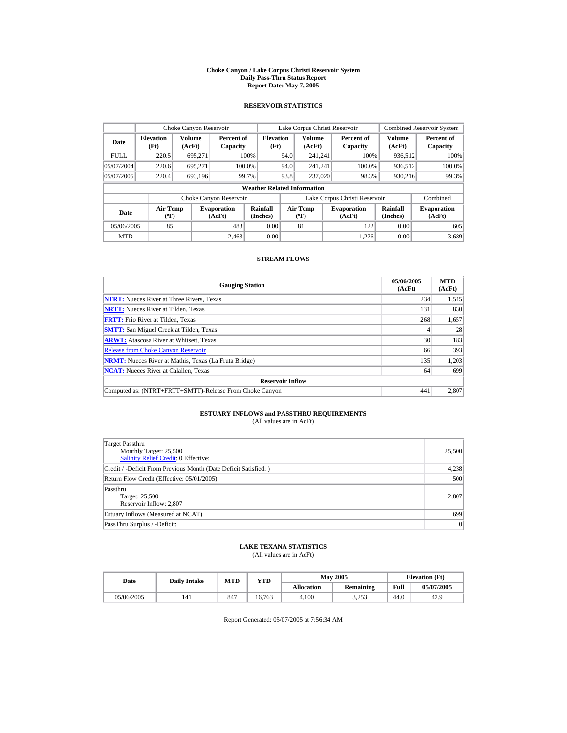# Choke Canyon / Lake Corpus Christi Reservoir System
## Daily Pass-Thru Status Report
### Report Date: May 7, 2005

## RESERVOIR STATISTICS

| Date | Choke Canyon Reservoir | | | Lake Corpus Christi Reservoir | | | Combined Reservoir System | |
|---|---|---|---|---|---|---|---|---|
| | Elevation (Ft) | Volume (AcFt) | Percent of Capacity | Elevation (Ft) | Volume (AcFt) | Percent of Capacity | Volume (AcFt) | Percent of Capacity |
| FULL | 220.5 | 695,271 | 100% | 94.0 | 241,241 | 100% | 936,512 | 100% |
| 05/07/2004 | 220.6 | 695,271 | 100.0% | 94.0 | 241,241 | 100.0% | 936,512 | 100.0% |
| 05/07/2005 | 220.4 | 693,196 | 99.7% | 93.8 | 237,020 | 98.3% | 930,216 | 99.3% |

**Weather Related Information**

| Date | Choke Canyon Reservoir | | | Lake Corpus Christi Reservoir | | | Combined |
|---|---|---|---|---|---|---|---|
| | Air Temp (ºF) | Evaporation (AcFt) | Rainfall (Inches) | Air Temp (ºF) | Evaporation (AcFt) | Rainfall (Inches) | Evaporation (AcFt) |
| 05/06/2005 | 85 | 483 | 0.00 | 81 | 122 | 0.00 | 605 |
| MTD | | 2,463 | 0.00 | | 1,226 | 0.00 | 3,689 |

## STREAM FLOWS

| Gauging Station | 05/06/2005 (AcFt) | MTD (AcFt) |
|---|---|---|
| **NTRT:** Nueces River at Three Rivers, Texas | 234 | 1,515 |
| **NRTT:** Nueces River at Tilden, Texas | 131 | 830 |
| **FRTT:** Frio River at Tilden, Texas | 268 | 1,657 |
| **SMTT:** San Miguel Creek at Tilden, Texas | 4 | 28 |
| **ARWT:** Atascosa River at Whitsett, Texas | 30 | 183 |
| Release from Choke Canyon Reservoir | 66 | 393 |
| **NRMT:** Nueces River at Mathis, Texas (La Fruta Bridge) | 135 | 1,203 |
| **NCAT:** Nueces River at Calallen, Texas | 64 | 699 |
| **Reservoir Inflow** | | |
| Computed as: (NTRT+FRTT+SMTT)-Release From Choke Canyon | 441 | 2,807 |

## ESTUARY INFLOWS and PASSTHRU REQUIREMENTS
(All values are in AcFt)

| | |
|---|---|
| Target Passthru<br>Monthly Target: 25,500<br>Salinity Relief Credit: 0 Effective: | 25,500 |
| Credit / -Deficit From Previous Month (Date Deficit Satisfied: ) | 4,238 |
| Return Flow Credit (Effective: 05/01/2005) | 500 |
| Passthru<br>Target: 25,500<br>Reservoir Inflow: 2,807 | 2,807 |
| Estuary Inflows (Measured at NCAT) | 699 |
| PassThru Surplus / -Deficit: | 0 |

## LAKE TEXANA STATISTICS
(All values are in AcFt)

| Date | Daily Intake | MTD | YTD | May 2005 | | Elevation (Ft) | |
|---|---|---|---|---|---|---|---|
| | | | | Allocation | Remaining | Full | 05/07/2005 |
| 05/06/2005 | 141 | 847 | 16,763 | 4,100 | 3,253 | 44.0 | 42.9 |

Report Generated: 05/07/2005 at 7:56:34 AM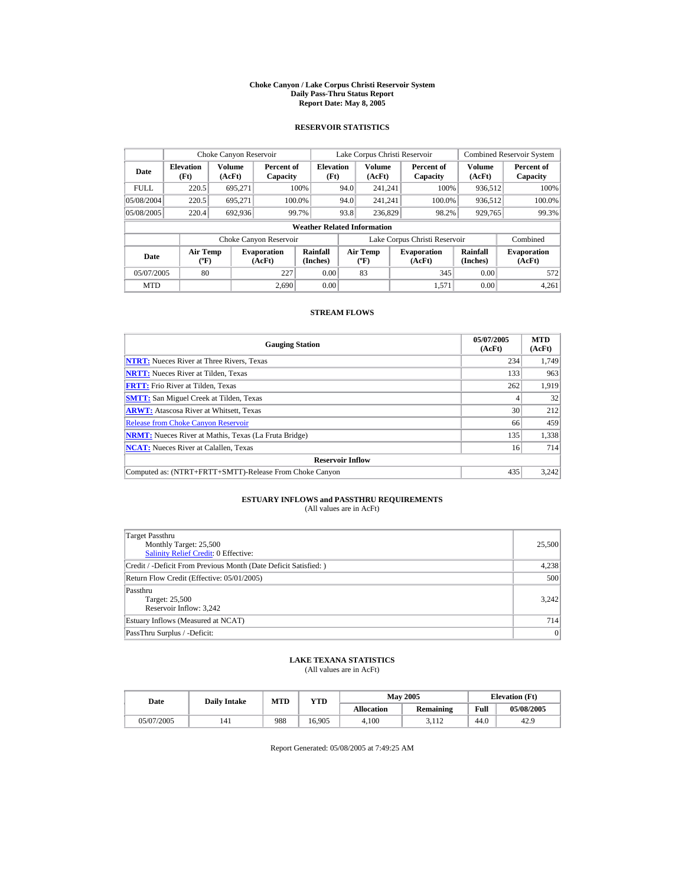# Choke Canyon / Lake Corpus Christi Reservoir System
## Daily Pass-Thru Status Report
## Report Date: May 8, 2005

### RESERVOIR STATISTICS

| Date | Choke Canyon Reservoir | | | Lake Corpus Christi Reservoir | | | Combined Reservoir System | |
|---|---|---|---|---|---|---|---|---|
| | Elevation (Ft) | Volume (AcFt) | Percent of Capacity | Elevation (Ft) | Volume (AcFt) | Percent of Capacity | Volume (AcFt) | Percent of Capacity |
| FULL | 220.5 | 695,271 | 100% | 94.0 | 241,241 | 100% | 936,512 | 100% |
| 05/08/2004 | 220.5 | 695,271 | 100.0% | 94.0 | 241,241 | 100.0% | 936,512 | 100.0% |
| 05/08/2005 | 220.4 | 692,936 | 99.7% | 93.8 | 236,829 | 98.2% | 929,765 | 99.3% |

**Weather Related Information**

| Date | Choke Canyon Reservoir | | | Lake Corpus Christi Reservoir | | | Combined |
|---|---|---|---|---|---|---|---|
| | Air Temp (ºF) | Evaporation (AcFt) | Rainfall (Inches) | Air Temp (ºF) | Evaporation (AcFt) | Rainfall (Inches) | Evaporation (AcFt) |
| 05/07/2005 | 80 | 227 | 0.00 | 83 | 345 | 0.00 | 572 |
| MTD | | 2,690 | 0.00 | | 1,571 | 0.00 | 4,261 |

### STREAM FLOWS

| Gauging Station | 05/07/2005 (AcFt) | MTD (AcFt) |
|---|---|---|
| **NTRT:** Nueces River at Three Rivers, Texas | 234 | 1,749 |
| **NRTT:** Nueces River at Tilden, Texas | 133 | 963 |
| **FRTT:** Frio River at Tilden, Texas | 262 | 1,919 |
| **SMTT:** San Miguel Creek at Tilden, Texas | 4 | 32 |
| **ARWT:** Atascosa River at Whitsett, Texas | 30 | 212 |
| Release from Choke Canyon Reservoir | 66 | 459 |
| **NRMT:** Nueces River at Mathis, Texas (La Fruta Bridge) | 135 | 1,338 |
| **NCAT:** Nueces River at Calallen, Texas | 16 | 714 |
| **Reservoir Inflow** | | |
| Computed as: (NTRT+FRTT+SMTT)-Release From Choke Canyon | 435 | 3,242 |

### ESTUARY INFLOWS and PASSTHRU REQUIREMENTS
(All values are in AcFt)

| | |
|---|---|
| Target Passthru<br>Monthly Target: 25,500<br>Salinity Relief Credit: 0 Effective: | 25,500 |
| Credit / -Deficit From Previous Month (Date Deficit Satisfied: ) | 4,238 |
| Return Flow Credit (Effective: 05/01/2005) | 500 |
| Passthru<br>Target: 25,500<br>Reservoir Inflow: 3,242 | 3,242 |
| Estuary Inflows (Measured at NCAT) | 714 |
| PassThru Surplus / -Deficit: | 0 |

### LAKE TEXANA STATISTICS
(All values are in AcFt)

| Date | Daily Intake | MTD | YTD | May 2005 | | Elevation (Ft) | |
|---|---|---|---|---|---|---|---|
| | | | | Allocation | Remaining | Full | 05/08/2005 |
| 05/07/2005 | 141 | 988 | 16,905 | 4,100 | 3,112 | 44.0 | 42.9 |

Report Generated: 05/08/2005 at 7:49:25 AM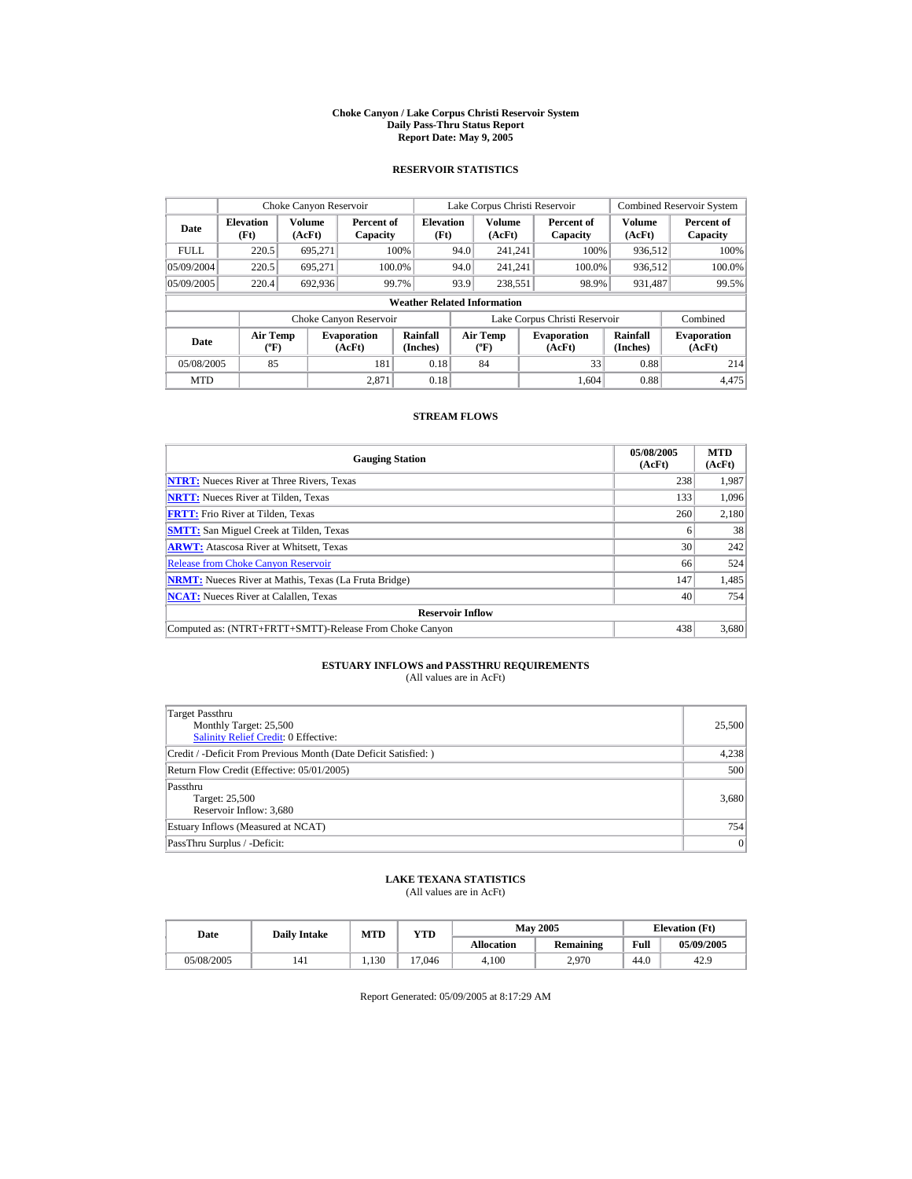# Choke Canyon / Lake Corpus Christi Reservoir System
## Daily Pass-Thru Status Report
## Report Date: May 9, 2005

### RESERVOIR STATISTICS

| Date | Choke Canyon Reservoir | | | Lake Corpus Christi Reservoir | | | Combined Reservoir System | |
|---|---|---|---|---|---|---|---|---|
| | Elevation (Ft) | Volume (AcFt) | Percent of Capacity | Elevation (Ft) | Volume (AcFt) | Percent of Capacity | Volume (AcFt) | Percent of Capacity |
| FULL | 220.5 | 695,271 | 100% | 94.0 | 241,241 | 100% | 936,512 | 100% |
| 05/09/2004 | 220.5 | 695,271 | 100.0% | 94.0 | 241,241 | 100.0% | 936,512 | 100.0% |
| 05/09/2005 | 220.4 | 692,936 | 99.7% | 93.9 | 238,551 | 98.9% | 931,487 | 99.5% |

**Weather Related Information**

| Date | Choke Canyon Reservoir | | | Lake Corpus Christi Reservoir | | | Combined |
|---|---|---|---|---|---|---|---|
| | Air Temp (ºF) | Evaporation (AcFt) | Rainfall (Inches) | Air Temp (ºF) | Evaporation (AcFt) | Rainfall (Inches) | Evaporation (AcFt) |
| 05/08/2005 | 85 | 181 | 0.18 | 84 | 33 | 0.88 | 214 |
| MTD | | 2,871 | 0.18 | | 1,604 | 0.88 | 4,475 |

### STREAM FLOWS

| Gauging Station | 05/08/2005 (AcFt) | MTD (AcFt) |
|---|---|---|
| NTRT: Nueces River at Three Rivers, Texas | 238 | 1,987 |
| NRTT: Nueces River at Tilden, Texas | 133 | 1,096 |
| FRTT: Frio River at Tilden, Texas | 260 | 2,180 |
| SMTT: San Miguel Creek at Tilden, Texas | 6 | 38 |
| ARWT: Atascosa River at Whitsett, Texas | 30 | 242 |
| Release from Choke Canyon Reservoir | 66 | 524 |
| NRMT: Nueces River at Mathis, Texas (La Fruta Bridge) | 147 | 1,485 |
| NCAT: Nueces River at Calallen, Texas | 40 | 754 |
| **Reservoir Inflow** | | |
| Computed as: (NTRT+FRTT+SMTT)-Release From Choke Canyon | 438 | 3,680 |

### ESTUARY INFLOWS and PASSTHRU REQUIREMENTS
(All values are in AcFt)

| | |
|---|---|
| Target Passthru<br>Monthly Target: 25,500<br>Salinity Relief Credit: 0 Effective: | 25,500 |
| Credit / -Deficit From Previous Month (Date Deficit Satisfied: ) | 4,238 |
| Return Flow Credit (Effective: 05/01/2005) | 500 |
| Passthru<br>Target: 25,500<br>Reservoir Inflow: 3,680 | 3,680 |
| Estuary Inflows (Measured at NCAT) | 754 |
| PassThru Surplus / -Deficit: | 0 |

### LAKE TEXANA STATISTICS
(All values are in AcFt)

| Date | Daily Intake | MTD | YTD | May 2005 | | Elevation (Ft) | |
|---|---|---|---|---|---|---|---|
| | | | | Allocation | Remaining | Full | 05/09/2005 |
| 05/08/2005 | 141 | 1,130 | 17,046 | 4,100 | 2,970 | 44.0 | 42.9 |

Report Generated: 05/09/2005 at 8:17:29 AM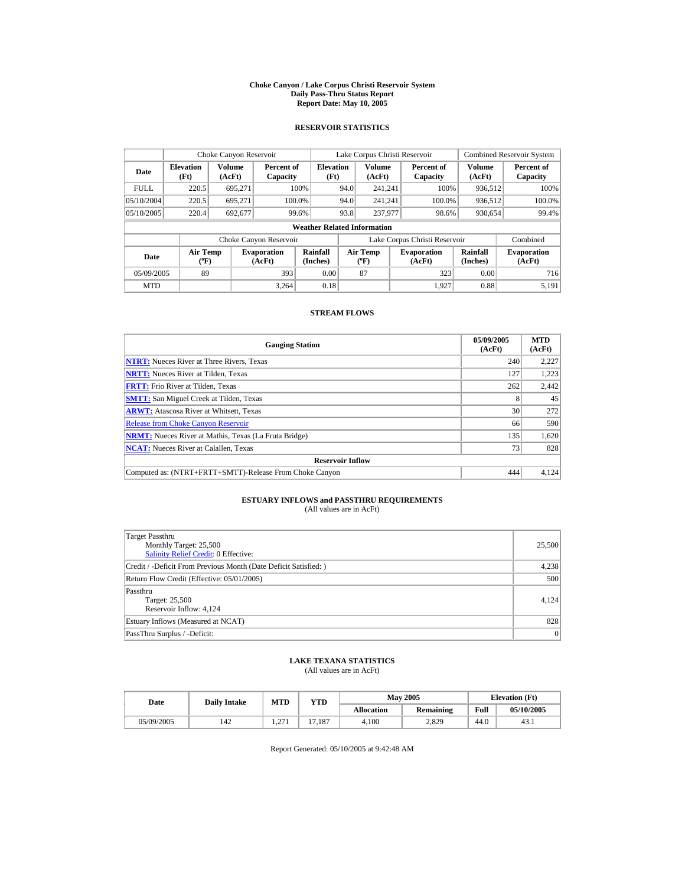# Choke Canyon / Lake Corpus Christi Reservoir System
## Daily Pass-Thru Status Report
## Report Date: May 10, 2005

### RESERVOIR STATISTICS

| Date | Choke Canyon Reservoir | | | Lake Corpus Christi Reservoir | | | Combined Reservoir System | |
|---|---|---|---|---|---|---|---|---|
| | Elevation (Ft) | Volume (AcFt) | Percent of Capacity | Elevation (Ft) | Volume (AcFt) | Percent of Capacity | Volume (AcFt) | Percent of Capacity |
| FULL | 220.5 | 695,271 | 100% | 94.0 | 241,241 | 100% | 936,512 | 100% |
| 05/10/2004 | 220.5 | 695,271 | 100.0% | 94.0 | 241,241 | 100.0% | 936,512 | 100.0% |
| 05/10/2005 | 220.4 | 692,677 | 99.6% | 93.8 | 237,977 | 98.6% | 930,654 | 99.4% |

**Weather Related Information**

| Date | Choke Canyon Reservoir | | | Lake Corpus Christi Reservoir | | | Combined |
|---|---|---|---|---|---|---|---|
| | Air Temp (ºF) | Evaporation (AcFt) | Rainfall (Inches) | Air Temp (ºF) | Evaporation (AcFt) | Rainfall (Inches) | Evaporation (AcFt) |
| 05/09/2005 | 89 | 393 | 0.00 | 87 | 323 | 0.00 | 716 |
| MTD | | 3,264 | 0.18 | | 1,927 | 0.88 | 5,191 |

### STREAM FLOWS

| Gauging Station | 05/09/2005 (AcFt) | MTD (AcFt) |
|---|---|---|
| NTRT: Nueces River at Three Rivers, Texas | 240 | 2,227 |
| NRTT: Nueces River at Tilden, Texas | 127 | 1,223 |
| FRTT: Frio River at Tilden, Texas | 262 | 2,442 |
| SMTT: San Miguel Creek at Tilden, Texas | 8 | 45 |
| ARWT: Atascosa River at Whitsett, Texas | 30 | 272 |
| Release from Choke Canyon Reservoir | 66 | 590 |
| NRMT: Nueces River at Mathis, Texas (La Fruta Bridge) | 135 | 1,620 |
| NCAT: Nueces River at Calallen, Texas | 73 | 828 |
| **Reservoir Inflow** | | |
| Computed as: (NTRT+FRTT+SMTT)-Release From Choke Canyon | 444 | 4,124 |

### ESTUARY INFLOWS and PASSTHRU REQUIREMENTS
(All values are in AcFt)

| | |
|---|---|
| Target Passthru<br>Monthly Target: 25,500<br>Salinity Relief Credit: 0 Effective: | 25,500 |
| Credit / -Deficit From Previous Month (Date Deficit Satisfied: ) | 4,238 |
| Return Flow Credit (Effective: 05/01/2005) | 500 |
| Passthru<br>Target: 25,500<br>Reservoir Inflow: 4,124 | 4,124 |
| Estuary Inflows (Measured at NCAT) | 828 |
| PassThru Surplus / -Deficit: | 0 |

### LAKE TEXANA STATISTICS
(All values are in AcFt)

| Date | Daily Intake | MTD | YTD | May 2005 | | Elevation (Ft) | |
|---|---|---|---|---|---|---|---|
| | | | | Allocation | Remaining | Full | 05/10/2005 |
| 05/09/2005 | 142 | 1,271 | 17,187 | 4,100 | 2,829 | 44.0 | 43.1 |

Report Generated: 05/10/2005 at 9:42:48 AM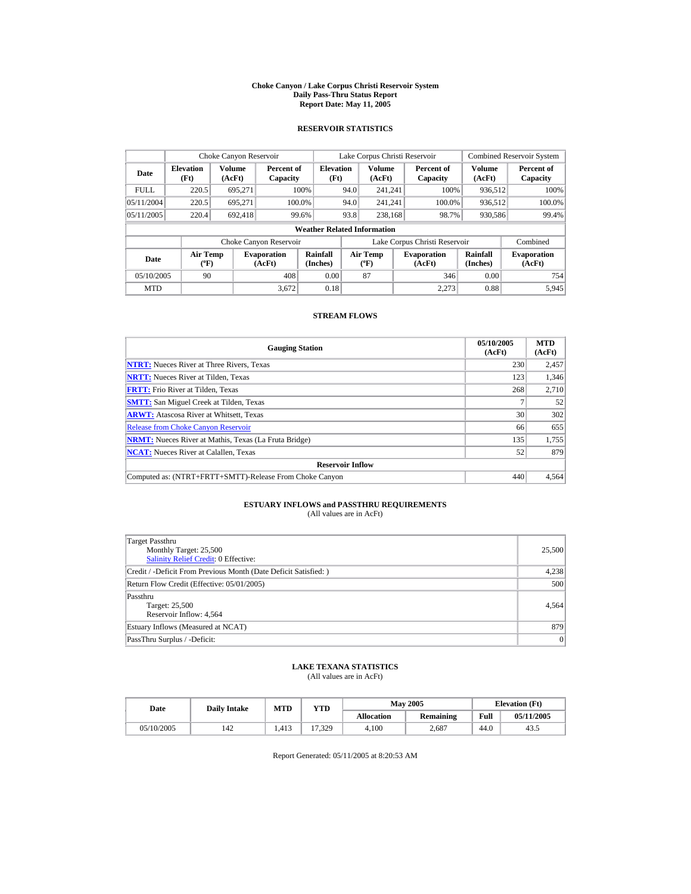# Choke Canyon / Lake Corpus Christi Reservoir System
## Daily Pass-Thru Status Report
## Report Date: May 11, 2005

### RESERVOIR STATISTICS

| Date | Choke Canyon Reservoir | | | Lake Corpus Christi Reservoir | | | Combined Reservoir System | |
|---|---|---|---|---|---|---|---|---|
| | Elevation (Ft) | Volume (AcFt) | Percent of Capacity | Elevation (Ft) | Volume (AcFt) | Percent of Capacity | Volume (AcFt) | Percent of Capacity |
| FULL | 220.5 | 695,271 | 100% | 94.0 | 241,241 | 100% | 936,512 | 100% |
| 05/11/2004 | 220.5 | 695,271 | 100.0% | 94.0 | 241,241 | 100.0% | 936,512 | 100.0% |
| 05/11/2005 | 220.4 | 692,418 | 99.6% | 93.8 | 238,168 | 98.7% | 930,586 | 99.4% |

**Weather Related Information**

| Date | Choke Canyon Reservoir | | | Lake Corpus Christi Reservoir | | | Combined |
|---|---|---|---|---|---|---|---|
| | Air Temp (ºF) | Evaporation (AcFt) | Rainfall (Inches) | Air Temp (ºF) | Evaporation (AcFt) | Rainfall (Inches) | Evaporation (AcFt) |
| 05/10/2005 | 90 | 408 | 0.00 | 87 | 346 | 0.00 | 754 |
| MTD | | 3,672 | 0.18 | | 2,273 | 0.88 | 5,945 |

### STREAM FLOWS

| Gauging Station | 05/10/2005 (AcFt) | MTD (AcFt) |
|---|---|---|
| NTRT: Nueces River at Three Rivers, Texas | 230 | 2,457 |
| NRTT: Nueces River at Tilden, Texas | 123 | 1,346 |
| FRTT: Frio River at Tilden, Texas | 268 | 2,710 |
| SMTT: San Miguel Creek at Tilden, Texas | 7 | 52 |
| ARWT: Atascosa River at Whitsett, Texas | 30 | 302 |
| Release from Choke Canyon Reservoir | 66 | 655 |
| NRMT: Nueces River at Mathis, Texas (La Fruta Bridge) | 135 | 1,755 |
| NCAT: Nueces River at Calallen, Texas | 52 | 879 |
| **Reservoir Inflow** | | |
| Computed as: (NTRT+FRTT+SMTT)-Release From Choke Canyon | 440 | 4,564 |

### ESTUARY INFLOWS and PASSTHRU REQUIREMENTS
(All values are in AcFt)

| | |
|---|---|
| Target Passthru<br>Monthly Target: 25,500<br>Salinity Relief Credit: 0 Effective: | 25,500 |
| Credit / -Deficit From Previous Month (Date Deficit Satisfied: ) | 4,238 |
| Return Flow Credit (Effective: 05/01/2005) | 500 |
| Passthru<br>Target: 25,500<br>Reservoir Inflow: 4,564 | 4,564 |
| Estuary Inflows (Measured at NCAT) | 879 |
| PassThru Surplus / -Deficit: | 0 |

### LAKE TEXANA STATISTICS
(All values are in AcFt)

| Date | Daily Intake | MTD | YTD | May 2005 | | Elevation (Ft) | |
|---|---|---|---|---|---|---|---|
| | | | | Allocation | Remaining | Full | 05/11/2005 |
| 05/10/2005 | 142 | 1,413 | 17,329 | 4,100 | 2,687 | 44.0 | 43.5 |

Report Generated: 05/11/2005 at 8:20:53 AM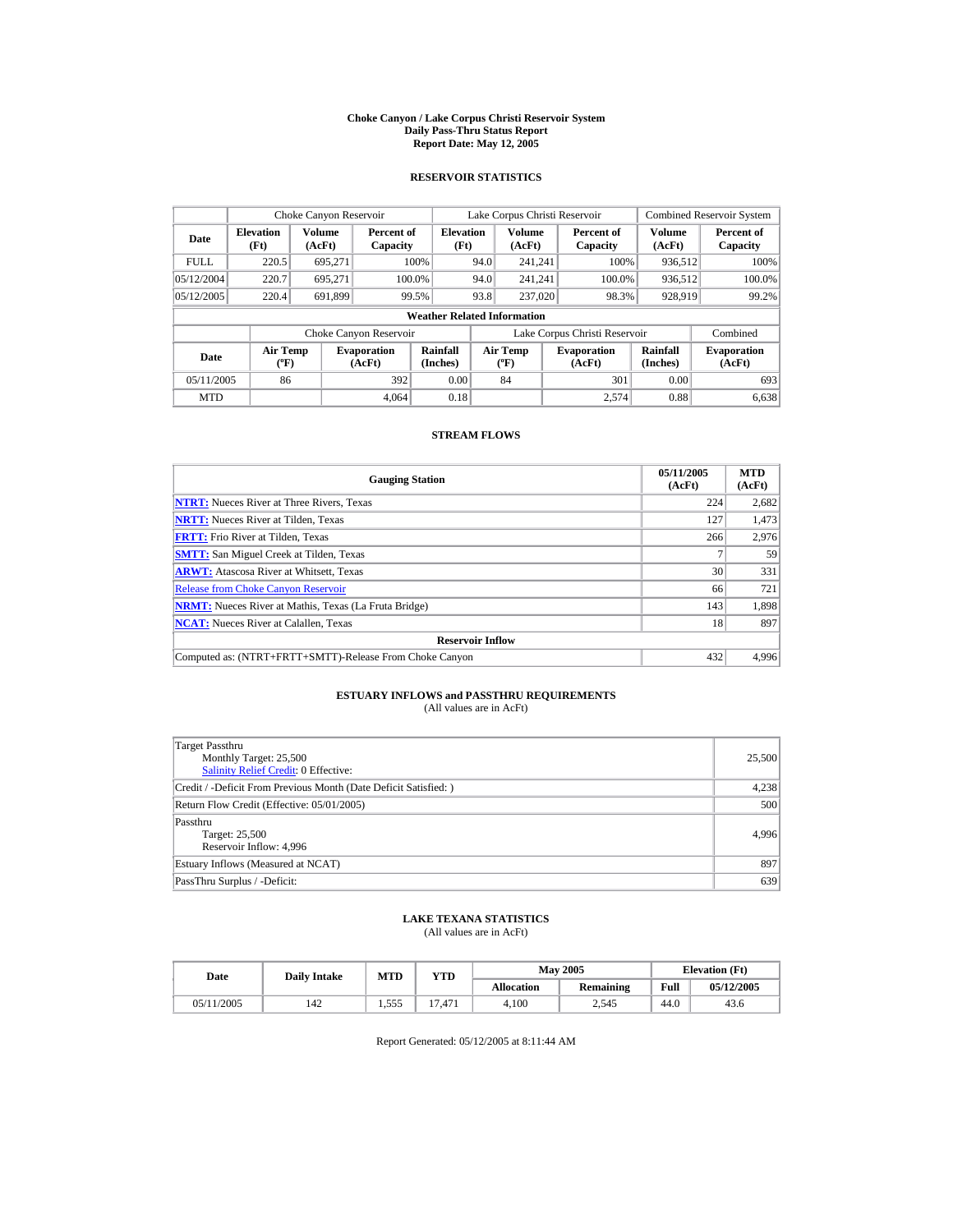# Choke Canyon / Lake Corpus Christi Reservoir System
## Daily Pass-Thru Status Report
### Report Date: May 12, 2005

## RESERVOIR STATISTICS

| Date | Choke Canyon Reservoir | | | Lake Corpus Christi Reservoir | | | Combined Reservoir System | |
|---|---|---|---|---|---|---|---|---|
| | Elevation (Ft) | Volume (AcFt) | Percent of Capacity | Elevation (Ft) | Volume (AcFt) | Percent of Capacity | Volume (AcFt) | Percent of Capacity |
| FULL | 220.5 | 695,271 | 100% | 94.0 | 241,241 | 100% | 936,512 | 100% |
| 05/12/2004 | 220.7 | 695,271 | 100.0% | 94.0 | 241,241 | 100.0% | 936,512 | 100.0% |
| 05/12/2005 | 220.4 | 691,899 | 99.5% | 93.8 | 237,020 | 98.3% | 928,919 | 99.2% |

**Weather Related Information**

| Date | Choke Canyon Reservoir | | | Lake Corpus Christi Reservoir | | | Combined |
|---|---|---|---|---|---|---|---|
| | Air Temp (°F) | Evaporation (AcFt) | Rainfall (Inches) | Air Temp (°F) | Evaporation (AcFt) | Rainfall (Inches) | Evaporation (AcFt) |
| 05/11/2005 | 86 | 392 | 0.00 | 84 | 301 | 0.00 | 693 |
| MTD | | 4,064 | 0.18 | | 2,574 | 0.88 | 6,638 |

## STREAM FLOWS

| Gauging Station | 05/11/2005 (AcFt) | MTD (AcFt) |
|---|---|---|
| **NTRT:** Nueces River at Three Rivers, Texas | 224 | 2,682 |
| **NRTT:** Nueces River at Tilden, Texas | 127 | 1,473 |
| **FRTT:** Frio River at Tilden, Texas | 266 | 2,976 |
| **SMTT:** San Miguel Creek at Tilden, Texas | 7 | 59 |
| **ARWT:** Atascosa River at Whitsett, Texas | 30 | 331 |
| Release from Choke Canyon Reservoir | 66 | 721 |
| **NRMT:** Nueces River at Mathis, Texas (La Fruta Bridge) | 143 | 1,898 |
| **NCAT:** Nueces River at Calallen, Texas | 18 | 897 |
| **Reservoir Inflow** | | |
| Computed as: (NTRT+FRTT+SMTT)-Release From Choke Canyon | 432 | 4,996 |

## ESTUARY INFLOWS and PASSTHRU REQUIREMENTS
(All values are in AcFt)

| | |
|---|---|
| Target Passthru<br>Monthly Target: 25,500<br>Salinity Relief Credit: 0 Effective: | 25,500 |
| Credit / -Deficit From Previous Month (Date Deficit Satisfied: ) | 4,238 |
| Return Flow Credit (Effective: 05/01/2005) | 500 |
| Passthru<br>Target: 25,500<br>Reservoir Inflow: 4,996 | 4,996 |
| Estuary Inflows (Measured at NCAT) | 897 |
| PassThru Surplus / -Deficit: | 639 |

## LAKE TEXANA STATISTICS
(All values are in AcFt)

| Date | Daily Intake | MTD | YTD | May 2005 | | Elevation (Ft) | |
|---|---|---|---|---|---|---|---|
| | | | | Allocation | Remaining | Full | 05/12/2005 |
| 05/11/2005 | 142 | 1,555 | 17,471 | 4,100 | 2,545 | 44.0 | 43.6 |

Report Generated: 05/12/2005 at 8:11:44 AM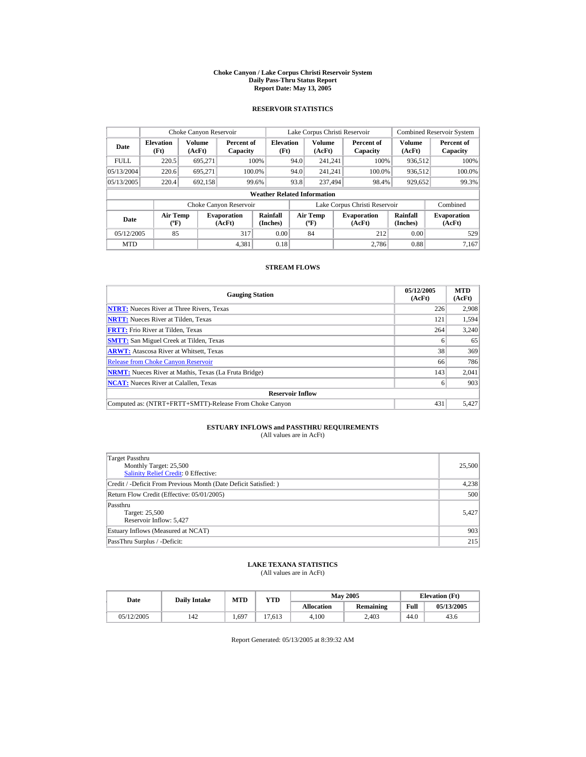# Choke Canyon / Lake Corpus Christi Reservoir System
## Daily Pass-Thru Status Report
### Report Date: May 13, 2005

## RESERVOIR STATISTICS

| Date | Choke Canyon Reservoir | | | Lake Corpus Christi Reservoir | | | Combined Reservoir System | |
|---|---|---|---|---|---|---|---|---|
| | Elevation (Ft) | Volume (AcFt) | Percent of Capacity | Elevation (Ft) | Volume (AcFt) | Percent of Capacity | Volume (AcFt) | Percent of Capacity |
| FULL | 220.5 | 695,271 | 100% | 94.0 | 241,241 | 100% | 936,512 | 100% |
| 05/13/2004 | 220.6 | 695,271 | 100.0% | 94.0 | 241,241 | 100.0% | 936,512 | 100.0% |
| 05/13/2005 | 220.4 | 692,158 | 99.6% | 93.8 | 237,494 | 98.4% | 929,652 | 99.3% |

**Weather Related Information**

| Date | Choke Canyon Reservoir | | | Lake Corpus Christi Reservoir | | | Combined |
|---|---|---|---|---|---|---|---|
| | Air Temp (ºF) | Evaporation (AcFt) | Rainfall (Inches) | Air Temp (ºF) | Evaporation (AcFt) | Rainfall (Inches) | Evaporation (AcFt) |
| 05/12/2005 | 85 | 317 | 0.00 | 84 | 212 | 0.00 | 529 |
| MTD | | 4,381 | 0.18 | | 2,786 | 0.88 | 7,167 |

## STREAM FLOWS

| Gauging Station | 05/12/2005 (AcFt) | MTD (AcFt) |
|---|---|---|
| **NTRT:** Nueces River at Three Rivers, Texas | 226 | 2,908 |
| **NRTT:** Nueces River at Tilden, Texas | 121 | 1,594 |
| **FRTT:** Frio River at Tilden, Texas | 264 | 3,240 |
| **SMTT:** San Miguel Creek at Tilden, Texas | 6 | 65 |
| **ARWT:** Atascosa River at Whitsett, Texas | 38 | 369 |
| Release from Choke Canyon Reservoir | 66 | 786 |
| **NRMT:** Nueces River at Mathis, Texas (La Fruta Bridge) | 143 | 2,041 |
| **NCAT:** Nueces River at Calallen, Texas | 6 | 903 |
| **Reservoir Inflow** | | |
| Computed as: (NTRT+FRTT+SMTT)-Release From Choke Canyon | 431 | 5,427 |

## ESTUARY INFLOWS and PASSTHRU REQUIREMENTS
(All values are in AcFt)

| Item | Value |
|---|---|
| Target Passthru<br>Monthly Target: 25,500<br>Salinity Relief Credit: 0 Effective: | 25,500 |
| Credit / -Deficit From Previous Month (Date Deficit Satisfied: ) | 4,238 |
| Return Flow Credit (Effective: 05/01/2005) | 500 |
| Passthru<br>Target: 25,500<br>Reservoir Inflow: 5,427 | 5,427 |
| Estuary Inflows (Measured at NCAT) | 903 |
| PassThru Surplus / -Deficit: | 215 |

## LAKE TEXANA STATISTICS
(All values are in AcFt)

| Date | Daily Intake | MTD | YTD | May 2005 | | Elevation (Ft) | |
|---|---|---|---|---|---|---|---|
| | | | | Allocation | Remaining | Full | 05/13/2005 |
| 05/12/2005 | 142 | 1,697 | 17,613 | 4,100 | 2,403 | 44.0 | 43.6 |

Report Generated: 05/13/2005 at 8:39:32 AM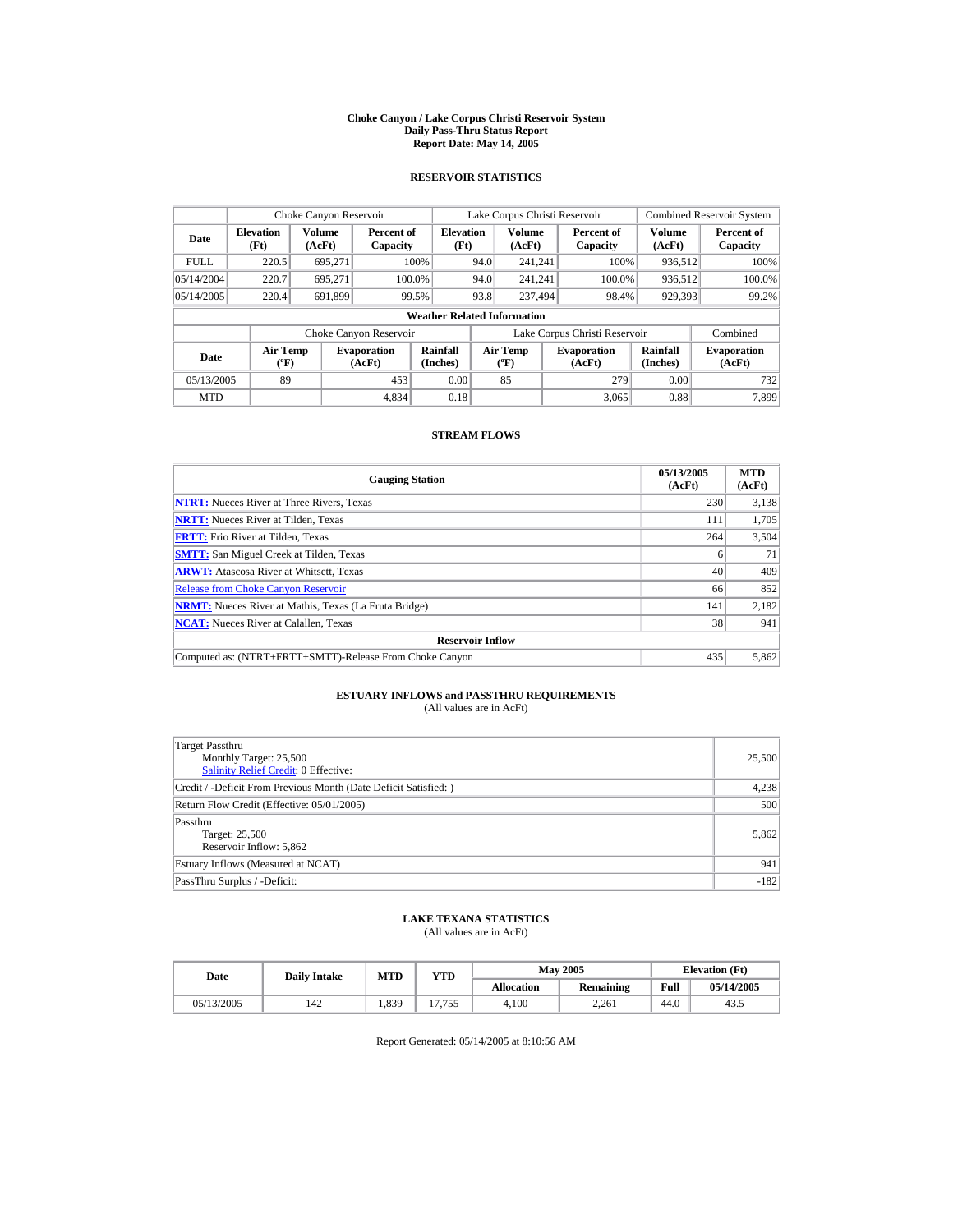# Choke Canyon / Lake Corpus Christi Reservoir System
## Daily Pass-Thru Status Report
### Report Date: May 14, 2005

## RESERVOIR STATISTICS

| Date | Choke Canyon Reservoir | | | Lake Corpus Christi Reservoir | | | Combined Reservoir System | |
|---|---|---|---|---|---|---|---|---|
| | Elevation (Ft) | Volume (AcFt) | Percent of Capacity | Elevation (Ft) | Volume (AcFt) | Percent of Capacity | Volume (AcFt) | Percent of Capacity |
| FULL | 220.5 | 695,271 | 100% | 94.0 | 241,241 | 100% | 936,512 | 100% |
| 05/14/2004 | 220.7 | 695,271 | 100.0% | 94.0 | 241,241 | 100.0% | 936,512 | 100.0% |
| 05/14/2005 | 220.4 | 691,899 | 99.5% | 93.8 | 237,494 | 98.4% | 929,393 | 99.2% |

**Weather Related Information**

| Date | Choke Canyon Reservoir | | | Lake Corpus Christi Reservoir | | | Combined |
|---|---|---|---|---|---|---|---|
| | Air Temp (ºF) | Evaporation (AcFt) | Rainfall (Inches) | Air Temp (ºF) | Evaporation (AcFt) | Rainfall (Inches) | Evaporation (AcFt) |
| 05/13/2005 | 89 | 453 | 0.00 | 85 | 279 | 0.00 | 732 |
| MTD | | 4,834 | 0.18 | | 3,065 | 0.88 | 7,899 |

## STREAM FLOWS

| Gauging Station | 05/13/2005 (AcFt) | MTD (AcFt) |
|---|---|---|
| NTRT: Nueces River at Three Rivers, Texas | 230 | 3,138 |
| NRTT: Nueces River at Tilden, Texas | 111 | 1,705 |
| FRTT: Frio River at Tilden, Texas | 264 | 3,504 |
| SMTT: San Miguel Creek at Tilden, Texas | 6 | 71 |
| ARWT: Atascosa River at Whitsett, Texas | 40 | 409 |
| Release from Choke Canyon Reservoir | 66 | 852 |
| NRMT: Nueces River at Mathis, Texas (La Fruta Bridge) | 141 | 2,182 |
| NCAT: Nueces River at Calallen, Texas | 38 | 941 |
| **Reservoir Inflow** | | |
| Computed as: (NTRT+FRTT+SMTT)-Release From Choke Canyon | 435 | 5,862 |

## ESTUARY INFLOWS and PASSTHRU REQUIREMENTS
(All values are in AcFt)

| Description | Value |
|---|---|
| Target Passthru<br>Monthly Target: 25,500<br>Salinity Relief Credit: 0 Effective: | 25,500 |
| Credit / -Deficit From Previous Month (Date Deficit Satisfied: ) | 4,238 |
| Return Flow Credit (Effective: 05/01/2005) | 500 |
| Passthru<br>Target: 25,500<br>Reservoir Inflow: 5,862 | 5,862 |
| Estuary Inflows (Measured at NCAT) | 941 |
| PassThru Surplus / -Deficit: | -182 |

## LAKE TEXANA STATISTICS
(All values are in AcFt)

| Date | Daily Intake | MTD | YTD | May 2005 | | Elevation (Ft) | |
|---|---|---|---|---|---|---|---|
| | | | | Allocation | Remaining | Full | 05/14/2005 |
| 05/13/2005 | 142 | 1,839 | 17,755 | 4,100 | 2,261 | 44.0 | 43.5 |

Report Generated: 05/14/2005 at 8:10:56 AM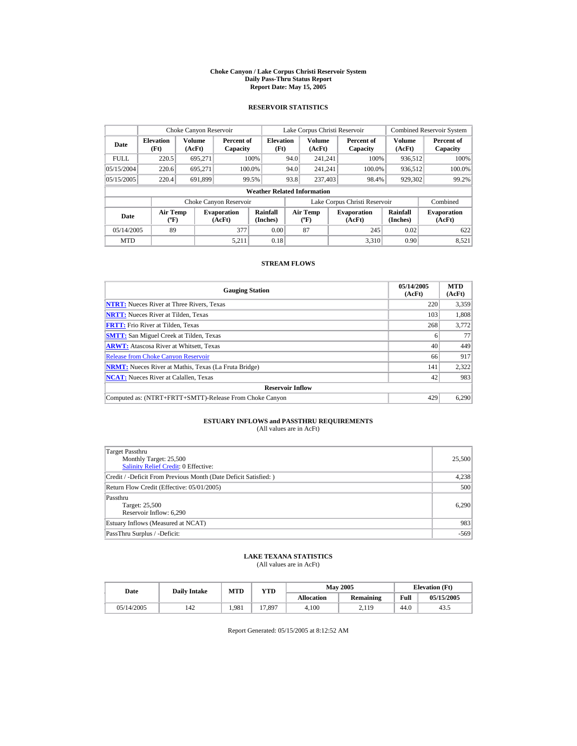# Choke Canyon / Lake Corpus Christi Reservoir System
## Daily Pass-Thru Status Report
### Report Date: May 15, 2005

## RESERVOIR STATISTICS

| Date | Choke Canyon Reservoir | | | Lake Corpus Christi Reservoir | | | Combined Reservoir System | |
|---|---|---|---|---|---|---|---|---|
| | Elevation (Ft) | Volume (AcFt) | Percent of Capacity | Elevation (Ft) | Volume (AcFt) | Percent of Capacity | Volume (AcFt) | Percent of Capacity |
| FULL | 220.5 | 695,271 | 100% | 94.0 | 241,241 | 100% | 936,512 | 100% |
| 05/15/2004 | 220.6 | 695,271 | 100.0% | 94.0 | 241,241 | 100.0% | 936,512 | 100.0% |
| 05/15/2005 | 220.4 | 691,899 | 99.5% | 93.8 | 237,403 | 98.4% | 929,302 | 99.2% |

**Weather Related Information**

| Date | Choke Canyon Reservoir | | | Lake Corpus Christi Reservoir | | | Combined |
|---|---|---|---|---|---|---|---|
| | Air Temp (°F) | Evaporation (AcFt) | Rainfall (Inches) | Air Temp (°F) | Evaporation (AcFt) | Rainfall (Inches) | Evaporation (AcFt) |
| 05/14/2005 | 89 | 377 | 0.00 | 87 | 245 | 0.02 | 622 |
| MTD | | 5,211 | 0.18 | | 3,310 | 0.90 | 8,521 |

## STREAM FLOWS

| Gauging Station | 05/14/2005 (AcFt) | MTD (AcFt) |
|---|---|---|
| NTRT: Nueces River at Three Rivers, Texas | 220 | 3,359 |
| NRTT: Nueces River at Tilden, Texas | 103 | 1,808 |
| FRTT: Frio River at Tilden, Texas | 268 | 3,772 |
| SMTT: San Miguel Creek at Tilden, Texas | 6 | 77 |
| ARWT: Atascosa River at Whitsett, Texas | 40 | 449 |
| Release from Choke Canyon Reservoir | 66 | 917 |
| NRMT: Nueces River at Mathis, Texas (La Fruta Bridge) | 141 | 2,322 |
| NCAT: Nueces River at Calallen, Texas | 42 | 983 |
| **Reservoir Inflow** | | |
| Computed as: (NTRT+FRTT+SMTT)-Release From Choke Canyon | 429 | 6,290 |

## ESTUARY INFLOWS and PASSTHRU REQUIREMENTS
(All values are in AcFt)

| Item | Value |
|---|---|
| Target Passthru<br>Monthly Target: 25,500<br>Salinity Relief Credit: 0 Effective: | 25,500 |
| Credit / -Deficit From Previous Month (Date Deficit Satisfied: ) | 4,238 |
| Return Flow Credit (Effective: 05/01/2005) | 500 |
| Passthru<br>Target: 25,500<br>Reservoir Inflow: 6,290 | 6,290 |
| Estuary Inflows (Measured at NCAT) | 983 |
| PassThru Surplus / -Deficit: | -569 |

## LAKE TEXANA STATISTICS
(All values are in AcFt)

| Date | Daily Intake | MTD | YTD | May 2005 | | Elevation (Ft) | |
|---|---|---|---|---|---|---|---|
| | | | | Allocation | Remaining | Full | 05/15/2005 |
| 05/14/2005 | 142 | 1,981 | 17,897 | 4,100 | 2,119 | 44.0 | 43.5 |

Report Generated: 05/15/2005 at 8:12:52 AM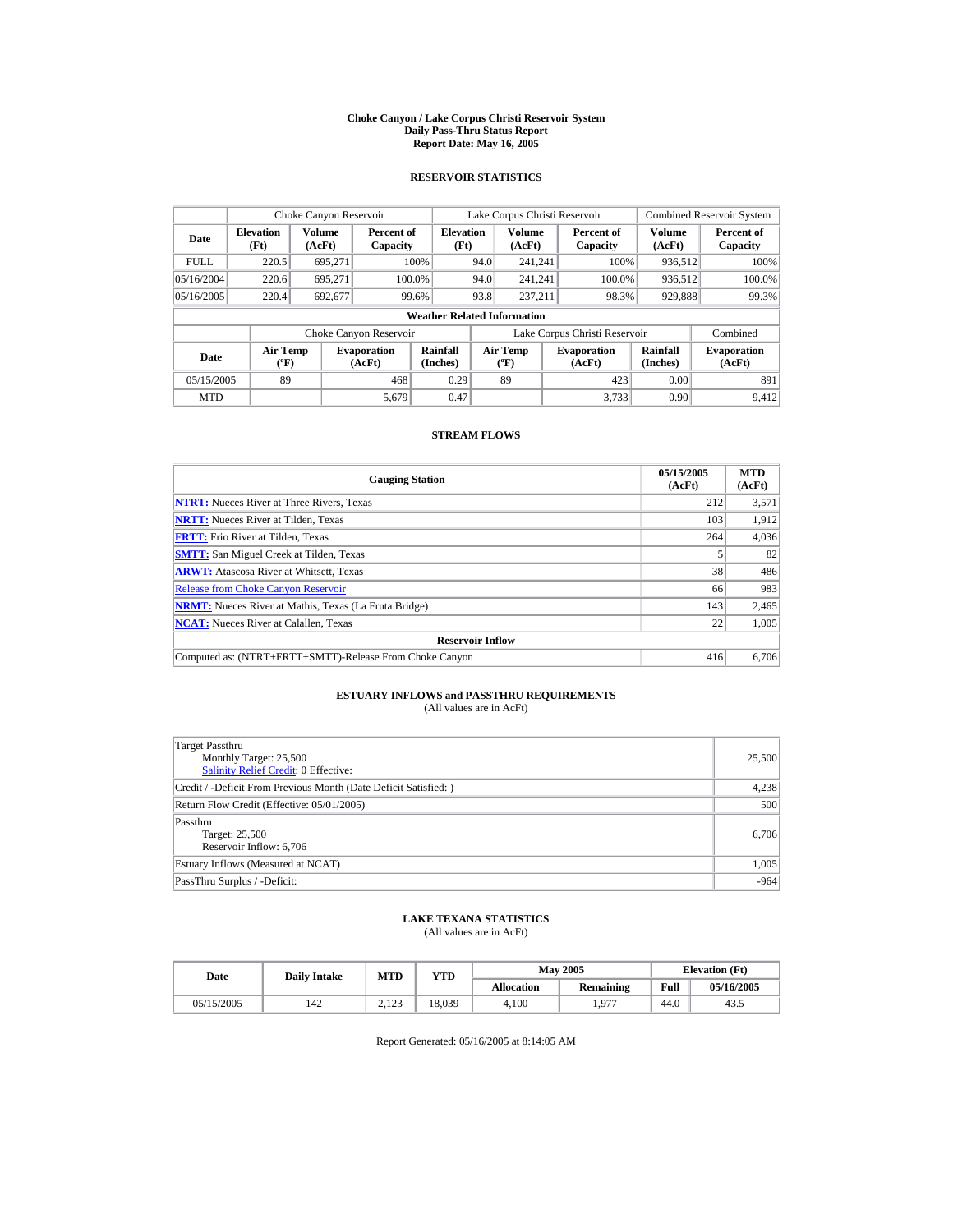# Choke Canyon / Lake Corpus Christi Reservoir System
## Daily Pass-Thru Status Report
### Report Date: May 16, 2005

## RESERVOIR STATISTICS

| Date | Choke Canyon Reservoir | | | Lake Corpus Christi Reservoir | | | Combined Reservoir System | |
|---|---|---|---|---|---|---|---|---|
| | Elevation (Ft) | Volume (AcFt) | Percent of Capacity | Elevation (Ft) | Volume (AcFt) | Percent of Capacity | Volume (AcFt) | Percent of Capacity |
| FULL | 220.5 | 695,271 | 100% | 94.0 | 241,241 | 100% | 936,512 | 100% |
| 05/16/2004 | 220.6 | 695,271 | 100.0% | 94.0 | 241,241 | 100.0% | 936,512 | 100.0% |
| 05/16/2005 | 220.4 | 692,677 | 99.6% | 93.8 | 237,211 | 98.3% | 929,888 | 99.3% |

**Weather Related Information**

| Date | Choke Canyon Reservoir | | | Lake Corpus Christi Reservoir | | | Combined |
|---|---|---|---|---|---|---|---|
| | Air Temp (°F) | Evaporation (AcFt) | Rainfall (Inches) | Air Temp (°F) | Evaporation (AcFt) | Rainfall (Inches) | Evaporation (AcFt) |
| 05/15/2005 | 89 | 468 | 0.29 | 89 | 423 | 0.00 | 891 |
| MTD | | 5,679 | 0.47 | | 3,733 | 0.90 | 9,412 |

## STREAM FLOWS

| Gauging Station | 05/15/2005 (AcFt) | MTD (AcFt) |
|---|---|---|
| NTRT: Nueces River at Three Rivers, Texas | 212 | 3,571 |
| NRTT: Nueces River at Tilden, Texas | 103 | 1,912 |
| FRTT: Frio River at Tilden, Texas | 264 | 4,036 |
| SMTT: San Miguel Creek at Tilden, Texas | 5 | 82 |
| ARWT: Atascosa River at Whitsett, Texas | 38 | 486 |
| Release from Choke Canyon Reservoir | 66 | 983 |
| NRMT: Nueces River at Mathis, Texas (La Fruta Bridge) | 143 | 2,465 |
| NCAT: Nueces River at Calallen, Texas | 22 | 1,005 |
| **Reservoir Inflow** | | |
| Computed as: (NTRT+FRTT+SMTT)-Release From Choke Canyon | 416 | 6,706 |

## ESTUARY INFLOWS and PASSTHRU REQUIREMENTS
(All values are in AcFt)

| Description | Value |
|---|---|
| Target Passthru<br>Monthly Target: 25,500<br>Salinity Relief Credit: 0 Effective: | 25,500 |
| Credit / -Deficit From Previous Month (Date Deficit Satisfied: ) | 4,238 |
| Return Flow Credit (Effective: 05/01/2005) | 500 |
| Passthru<br>Target: 25,500<br>Reservoir Inflow: 6,706 | 6,706 |
| Estuary Inflows (Measured at NCAT) | 1,005 |
| PassThru Surplus / -Deficit: | -964 |

## LAKE TEXANA STATISTICS
(All values are in AcFt)

| Date | Daily Intake | MTD | YTD | May 2005 | | Elevation (Ft) | |
|---|---|---|---|---|---|---|---|
| | | | | Allocation | Remaining | Full | 05/16/2005 |
| 05/15/2005 | 142 | 2,123 | 18,039 | 4,100 | 1,977 | 44.0 | 43.5 |

Report Generated: 05/16/2005 at 8:14:05 AM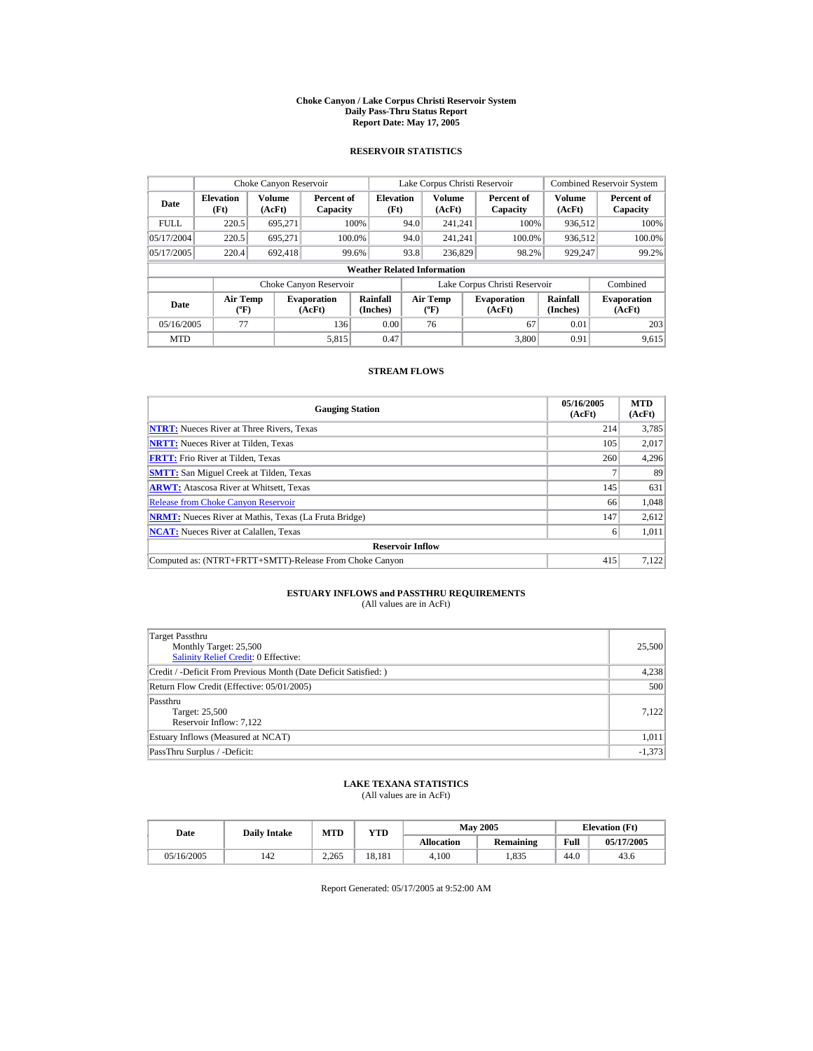# Choke Canyon / Lake Corpus Christi Reservoir System
## Daily Pass-Thru Status Report
## Report Date: May 17, 2005

### RESERVOIR STATISTICS

| Date | Choke Canyon Reservoir | | | Lake Corpus Christi Reservoir | | | Combined Reservoir System | |
|---|---|---|---|---|---|---|---|---|
| | Elevation (Ft) | Volume (AcFt) | Percent of Capacity | Elevation (Ft) | Volume (AcFt) | Percent of Capacity | Volume (AcFt) | Percent of Capacity |
| FULL | 220.5 | 695,271 | 100% | 94.0 | 241,241 | 100% | 936,512 | 100% |
| 05/17/2004 | 220.5 | 695,271 | 100.0% | 94.0 | 241,241 | 100.0% | 936,512 | 100.0% |
| 05/17/2005 | 220.4 | 692,418 | 99.6% | 93.8 | 236,829 | 98.2% | 929,247 | 99.2% |

**Weather Related Information**

| Date | Choke Canyon Reservoir | | | Lake Corpus Christi Reservoir | | | Combined |
|---|---|---|---|---|---|---|---|
| | Air Temp (ºF) | Evaporation (AcFt) | Rainfall (Inches) | Air Temp (ºF) | Evaporation (AcFt) | Rainfall (Inches) | Evaporation (AcFt) |
| 05/16/2005 | 77 | 136 | 0.00 | 76 | 67 | 0.01 | 203 |
| MTD | | 5,815 | 0.47 | | 3,800 | 0.91 | 9,615 |

### STREAM FLOWS

| Gauging Station | 05/16/2005 (AcFt) | MTD (AcFt) |
|---|---|---|
| **NTRT:** Nueces River at Three Rivers, Texas | 214 | 3,785 |
| **NRTT:** Nueces River at Tilden, Texas | 105 | 2,017 |
| **FRTT:** Frio River at Tilden, Texas | 260 | 4,296 |
| **SMTT:** San Miguel Creek at Tilden, Texas | 7 | 89 |
| **ARWT:** Atascosa River at Whitsett, Texas | 145 | 631 |
| Release from Choke Canyon Reservoir | 66 | 1,048 |
| **NRMT:** Nueces River at Mathis, Texas (La Fruta Bridge) | 147 | 2,612 |
| **NCAT:** Nueces River at Calallen, Texas | 6 | 1,011 |
| **Reservoir Inflow** | | |
| Computed as: (NTRT+FRTT+SMTT)-Release From Choke Canyon | 415 | 7,122 |

### ESTUARY INFLOWS and PASSTHRU REQUIREMENTS
(All values are in AcFt)

| | |
|---|---|
| Target Passthru<br>Monthly Target: 25,500<br>Salinity Relief Credit: 0 Effective: | 25,500 |
| Credit / -Deficit From Previous Month (Date Deficit Satisfied: ) | 4,238 |
| Return Flow Credit (Effective: 05/01/2005) | 500 |
| Passthru<br>Target: 25,500<br>Reservoir Inflow: 7,122 | 7,122 |
| Estuary Inflows (Measured at NCAT) | 1,011 |
| PassThru Surplus / -Deficit: | -1,373 |

### LAKE TEXANA STATISTICS
(All values are in AcFt)

| Date | Daily Intake | MTD | YTD | May 2005 | | Elevation (Ft) | |
|---|---|---|---|---|---|---|---|
| | | | | Allocation | Remaining | Full | 05/17/2005 |
| 05/16/2005 | 142 | 2,265 | 18,181 | 4,100 | 1,835 | 44.0 | 43.6 |

Report Generated: 05/17/2005 at 9:52:00 AM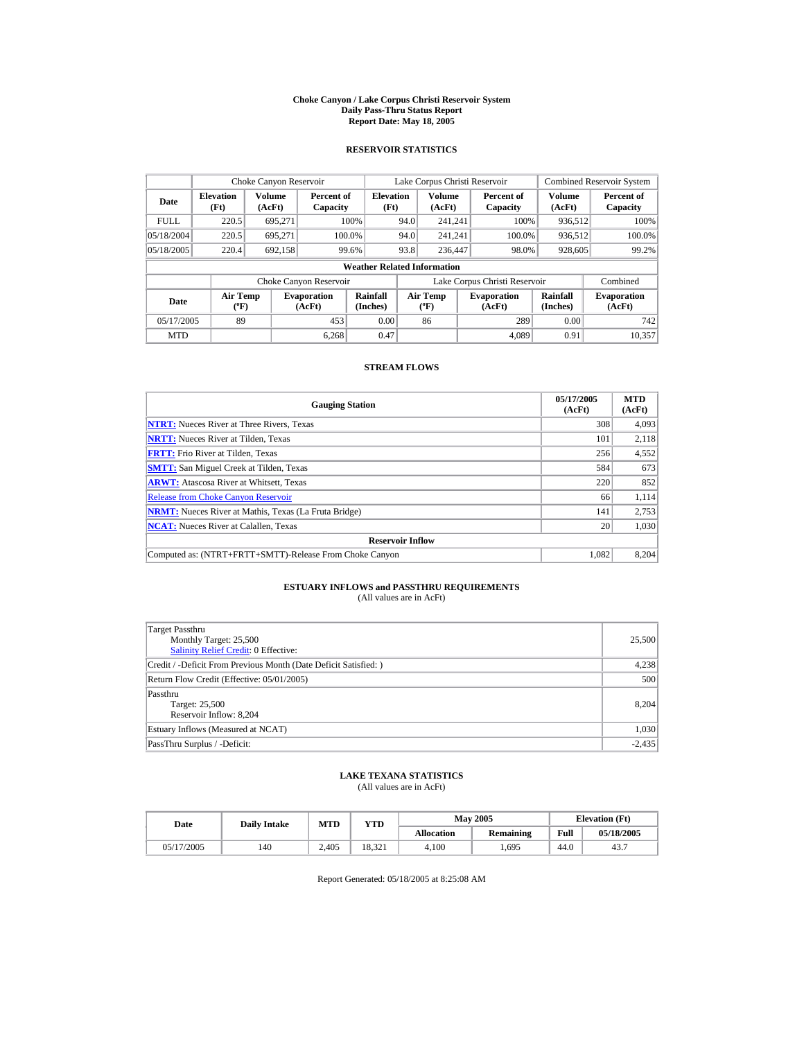# Choke Canyon / Lake Corpus Christi Reservoir System
## Daily Pass-Thru Status Report
### Report Date: May 18, 2005

## RESERVOIR STATISTICS

| Date | Choke Canyon Reservoir | | | Lake Corpus Christi Reservoir | | | Combined Reservoir System | |
|---|---|---|---|---|---|---|---|---|
| | Elevation (Ft) | Volume (AcFt) | Percent of Capacity | Elevation (Ft) | Volume (AcFt) | Percent of Capacity | Volume (AcFt) | Percent of Capacity |
| FULL | 220.5 | 695,271 | 100% | 94.0 | 241,241 | 100% | 936,512 | 100% |
| 05/18/2004 | 220.5 | 695,271 | 100.0% | 94.0 | 241,241 | 100.0% | 936,512 | 100.0% |
| 05/18/2005 | 220.4 | 692,158 | 99.6% | 93.8 | 236,447 | 98.0% | 928,605 | 99.2% |

**Weather Related Information**

| Date | Choke Canyon Reservoir | | | Lake Corpus Christi Reservoir | | | Combined |
|---|---|---|---|---|---|---|---|
| | Air Temp (ºF) | Evaporation (AcFt) | Rainfall (Inches) | Air Temp (ºF) | Evaporation (AcFt) | Rainfall (Inches) | Evaporation (AcFt) |
| 05/17/2005 | 89 | 453 | 0.00 | 86 | 289 | 0.00 | 742 |
| MTD | | 6,268 | 0.47 | | 4,089 | 0.91 | 10,357 |

## STREAM FLOWS

| Gauging Station | 05/17/2005 (AcFt) | MTD (AcFt) |
|---|---|---|
| NTRT: Nueces River at Three Rivers, Texas | 308 | 4,093 |
| NRTT: Nueces River at Tilden, Texas | 101 | 2,118 |
| FRTT: Frio River at Tilden, Texas | 256 | 4,552 |
| SMTT: San Miguel Creek at Tilden, Texas | 584 | 673 |
| ARWT: Atascosa River at Whitsett, Texas | 220 | 852 |
| Release from Choke Canyon Reservoir | 66 | 1,114 |
| NRMT: Nueces River at Mathis, Texas (La Fruta Bridge) | 141 | 2,753 |
| NCAT: Nueces River at Calallen, Texas | 20 | 1,030 |
| **Reservoir Inflow** | | |
| Computed as: (NTRT+FRTT+SMTT)-Release From Choke Canyon | 1,082 | 8,204 |

## ESTUARY INFLOWS and PASSTHRU REQUIREMENTS
(All values are in AcFt)

| | |
|---|---|
| Target Passthru<br>Monthly Target: 25,500<br>Salinity Relief Credit: 0 Effective: | 25,500 |
| Credit / -Deficit From Previous Month (Date Deficit Satisfied: ) | 4,238 |
| Return Flow Credit (Effective: 05/01/2005) | 500 |
| Passthru<br>Target: 25,500<br>Reservoir Inflow: 8,204 | 8,204 |
| Estuary Inflows (Measured at NCAT) | 1,030 |
| PassThru Surplus / -Deficit: | -2,435 |

## LAKE TEXANA STATISTICS
(All values are in AcFt)

| Date | Daily Intake | MTD | YTD | May 2005 | | Elevation (Ft) | |
|---|---|---|---|---|---|---|---|
| | | | | Allocation | Remaining | Full | 05/18/2005 |
| 05/17/2005 | 140 | 2,405 | 18,321 | 4,100 | 1,695 | 44.0 | 43.7 |

Report Generated: 05/18/2005 at 8:25:08 AM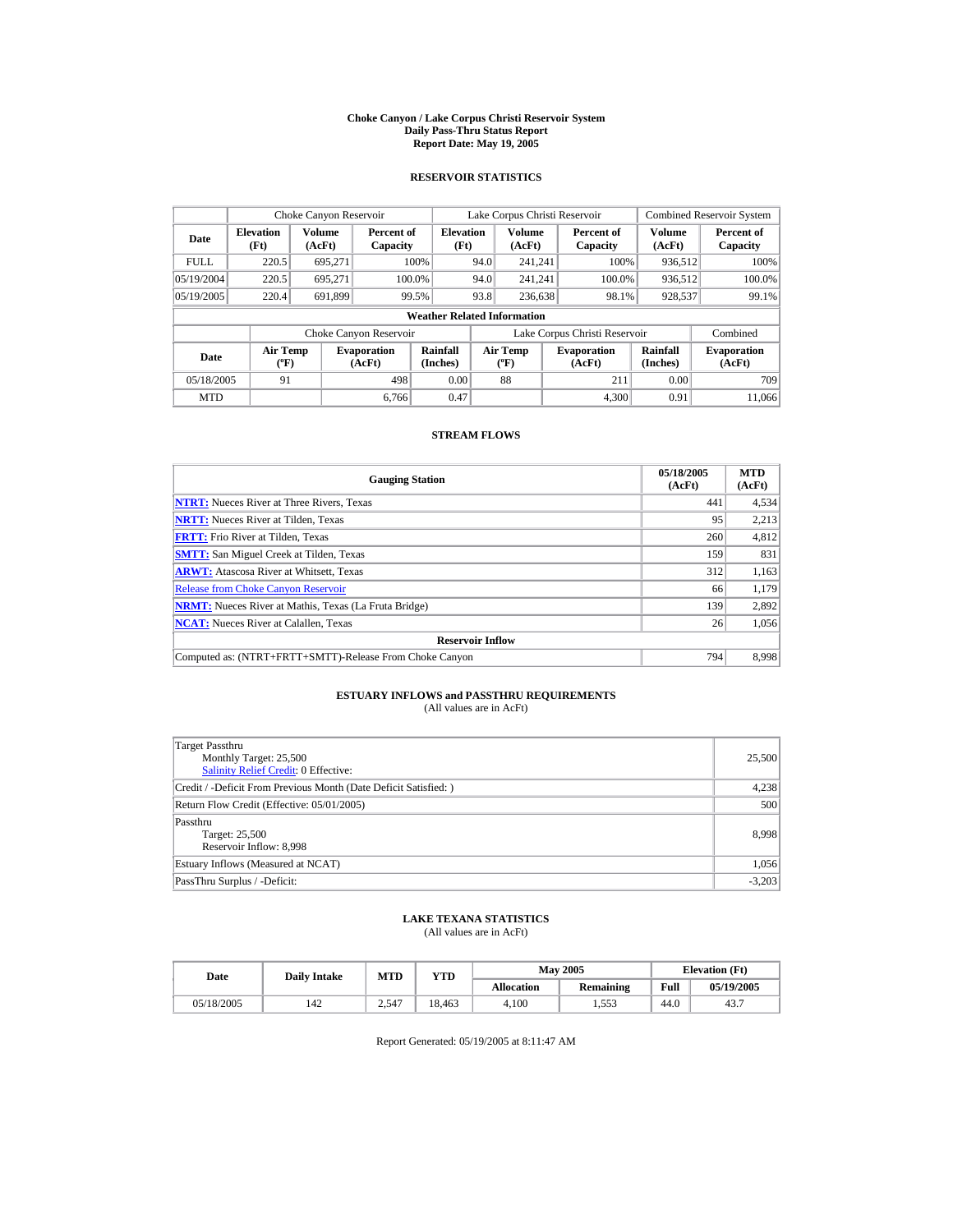# Choke Canyon / Lake Corpus Christi Reservoir System
## Daily Pass-Thru Status Report
## Report Date: May 19, 2005

### RESERVOIR STATISTICS

| Date | Choke Canyon Reservoir | | | Lake Corpus Christi Reservoir | | | Combined Reservoir System | |
|---|---|---|---|---|---|---|---|---|
| | Elevation (Ft) | Volume (AcFt) | Percent of Capacity | Elevation (Ft) | Volume (AcFt) | Percent of Capacity | Volume (AcFt) | Percent of Capacity |
| FULL | 220.5 | 695,271 | 100% | 94.0 | 241,241 | 100% | 936,512 | 100% |
| 05/19/2004 | 220.5 | 695,271 | 100.0% | 94.0 | 241,241 | 100.0% | 936,512 | 100.0% |
| 05/19/2005 | 220.4 | 691,899 | 99.5% | 93.8 | 236,638 | 98.1% | 928,537 | 99.1% |

**Weather Related Information**

| Date | Choke Canyon Reservoir | | | Lake Corpus Christi Reservoir | | | Combined |
|---|---|---|---|---|---|---|---|
| | Air Temp (ºF) | Evaporation (AcFt) | Rainfall (Inches) | Air Temp (ºF) | Evaporation (AcFt) | Rainfall (Inches) | Evaporation (AcFt) |
| 05/18/2005 | 91 | 498 | 0.00 | 88 | 211 | 0.00 | 709 |
| MTD | | 6,766 | 0.47 | | 4,300 | 0.91 | 11,066 |

### STREAM FLOWS

| Gauging Station | 05/18/2005 (AcFt) | MTD (AcFt) |
|---|---|---|
| NTRT: Nueces River at Three Rivers, Texas | 441 | 4,534 |
| NRTT: Nueces River at Tilden, Texas | 95 | 2,213 |
| FRTT: Frio River at Tilden, Texas | 260 | 4,812 |
| SMTT: San Miguel Creek at Tilden, Texas | 159 | 831 |
| ARWT: Atascosa River at Whitsett, Texas | 312 | 1,163 |
| Release from Choke Canyon Reservoir | 66 | 1,179 |
| NRMT: Nueces River at Mathis, Texas (La Fruta Bridge) | 139 | 2,892 |
| NCAT: Nueces River at Calallen, Texas | 26 | 1,056 |
| **Reservoir Inflow** | | |
| Computed as: (NTRT+FRTT+SMTT)-Release From Choke Canyon | 794 | 8,998 |

### ESTUARY INFLOWS and PASSTHRU REQUIREMENTS
(All values are in AcFt)

| | |
|---|---|
| Target Passthru<br>Monthly Target: 25,500<br>Salinity Relief Credit: 0 Effective: | 25,500 |
| Credit / -Deficit From Previous Month (Date Deficit Satisfied: ) | 4,238 |
| Return Flow Credit (Effective: 05/01/2005) | 500 |
| Passthru<br>Target: 25,500<br>Reservoir Inflow: 8,998 | 8,998 |
| Estuary Inflows (Measured at NCAT) | 1,056 |
| PassThru Surplus / -Deficit: | -3,203 |

### LAKE TEXANA STATISTICS
(All values are in AcFt)

| Date | Daily Intake | MTD | YTD | May 2005 | | Elevation (Ft) | |
|---|---|---|---|---|---|---|---|
| | | | | Allocation | Remaining | Full | 05/19/2005 |
| 05/18/2005 | 142 | 2,547 | 18,463 | 4,100 | 1,553 | 44.0 | 43.7 |

Report Generated: 05/19/2005 at 8:11:47 AM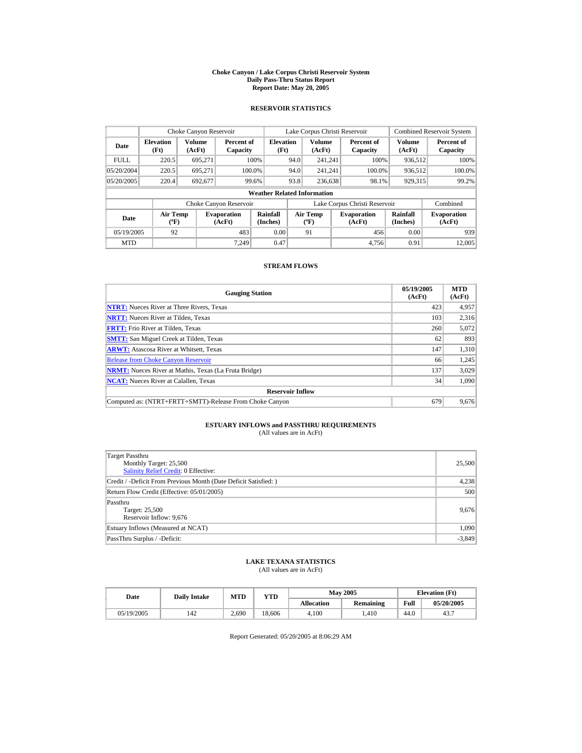# Choke Canyon / Lake Corpus Christi Reservoir System
## Daily Pass-Thru Status Report
### Report Date: May 20, 2005

## RESERVOIR STATISTICS

| Date | Choke Canyon Reservoir | | | Lake Corpus Christi Reservoir | | | Combined Reservoir System | |
|---|---|---|---|---|---|---|---|---|
| | Elevation (Ft) | Volume (AcFt) | Percent of Capacity | Elevation (Ft) | Volume (AcFt) | Percent of Capacity | Volume (AcFt) | Percent of Capacity |
| FULL | 220.5 | 695,271 | 100% | 94.0 | 241,241 | 100% | 936,512 | 100% |
| 05/20/2004 | 220.5 | 695,271 | 100.0% | 94.0 | 241,241 | 100.0% | 936,512 | 100.0% |
| 05/20/2005 | 220.4 | 692,677 | 99.6% | 93.8 | 236,638 | 98.1% | 929,315 | 99.2% |

**Weather Related Information**

| Date | Choke Canyon Reservoir | | | Lake Corpus Christi Reservoir | | | Combined |
|---|---|---|---|---|---|---|---|
| | Air Temp (ºF) | Evaporation (AcFt) | Rainfall (Inches) | Air Temp (ºF) | Evaporation (AcFt) | Rainfall (Inches) | Evaporation (AcFt) |
| 05/19/2005 | 92 | 483 | 0.00 | 91 | 456 | 0.00 | 939 |
| MTD | | 7,249 | 0.47 | | 4,756 | 0.91 | 12,005 |

## STREAM FLOWS

| Gauging Station | 05/19/2005 (AcFt) | MTD (AcFt) |
|---|---|---|
| NTRT: Nueces River at Three Rivers, Texas | 423 | 4,957 |
| NRTT: Nueces River at Tilden, Texas | 103 | 2,316 |
| FRTT: Frio River at Tilden, Texas | 260 | 5,072 |
| SMTT: San Miguel Creek at Tilden, Texas | 62 | 893 |
| ARWT: Atascosa River at Whitsett, Texas | 147 | 1,310 |
| Release from Choke Canyon Reservoir | 66 | 1,245 |
| NRMT: Nueces River at Mathis, Texas (La Fruta Bridge) | 137 | 3,029 |
| NCAT: Nueces River at Calallen, Texas | 34 | 1,090 |
| **Reservoir Inflow** | | |
| Computed as: (NTRT+FRTT+SMTT)-Release From Choke Canyon | 679 | 9,676 |

## ESTUARY INFLOWS and PASSTHRU REQUIREMENTS
(All values are in AcFt)

| | |
|---|---|
| Target Passthru<br>Monthly Target: 25,500<br>Salinity Relief Credit: 0 Effective: | 25,500 |
| Credit / -Deficit From Previous Month (Date Deficit Satisfied: ) | 4,238 |
| Return Flow Credit (Effective: 05/01/2005) | 500 |
| Passthru<br>Target: 25,500<br>Reservoir Inflow: 9,676 | 9,676 |
| Estuary Inflows (Measured at NCAT) | 1,090 |
| PassThru Surplus / -Deficit: | -3,849 |

## LAKE TEXANA STATISTICS
(All values are in AcFt)

| Date | Daily Intake | MTD | YTD | May 2005 | | Elevation (Ft) | |
|---|---|---|---|---|---|---|---|
| | | | | Allocation | Remaining | Full | 05/20/2005 |
| 05/19/2005 | 142 | 2,690 | 18,606 | 4,100 | 1,410 | 44.0 | 43.7 |

Report Generated: 05/20/2005 at 8:06:29 AM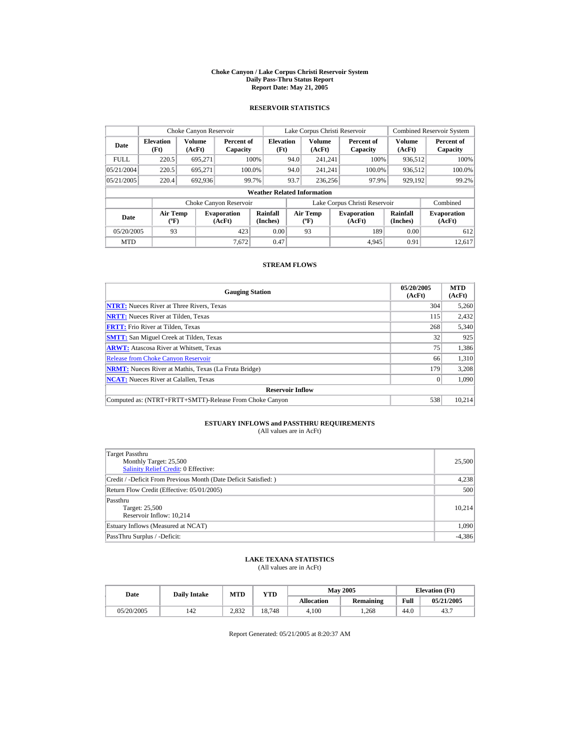# Choke Canyon / Lake Corpus Christi Reservoir System
## Daily Pass-Thru Status Report
## Report Date: May 21, 2005

### RESERVOIR STATISTICS

| Date | Choke Canyon Reservoir | | | Lake Corpus Christi Reservoir | | | Combined Reservoir System | |
|---|---|---|---|---|---|---|---|---|
| | Elevation (Ft) | Volume (AcFt) | Percent of Capacity | Elevation (Ft) | Volume (AcFt) | Percent of Capacity | Volume (AcFt) | Percent of Capacity |
| FULL | 220.5 | 695,271 | 100% | 94.0 | 241,241 | 100% | 936,512 | 100% |
| 05/21/2004 | 220.5 | 695,271 | 100.0% | 94.0 | 241,241 | 100.0% | 936,512 | 100.0% |
| 05/21/2005 | 220.4 | 692,936 | 99.7% | 93.7 | 236,256 | 97.9% | 929,192 | 99.2% |

**Weather Related Information**

| Date | Choke Canyon Reservoir | | | Lake Corpus Christi Reservoir | | | Combined |
|---|---|---|---|---|---|---|---|
| | Air Temp (ºF) | Evaporation (AcFt) | Rainfall (Inches) | Air Temp (ºF) | Evaporation (AcFt) | Rainfall (Inches) | Evaporation (AcFt) |
| 05/20/2005 | 93 | 423 | 0.00 | 93 | 189 | 0.00 | 612 |
| MTD | | 7,672 | 0.47 | | 4,945 | 0.91 | 12,617 |

### STREAM FLOWS

| Gauging Station | 05/20/2005 (AcFt) | MTD (AcFt) |
|---|---|---|
| **NTRT:** Nueces River at Three Rivers, Texas | 304 | 5,260 |
| **NRTT:** Nueces River at Tilden, Texas | 115 | 2,432 |
| **FRTT:** Frio River at Tilden, Texas | 268 | 5,340 |
| **SMTT:** San Miguel Creek at Tilden, Texas | 32 | 925 |
| **ARWT:** Atascosa River at Whitsett, Texas | 75 | 1,386 |
| Release from Choke Canyon Reservoir | 66 | 1,310 |
| **NRMT:** Nueces River at Mathis, Texas (La Fruta Bridge) | 179 | 3,208 |
| **NCAT:** Nueces River at Calallen, Texas | 0 | 1,090 |
| **Reservoir Inflow** | | |
| Computed as: (NTRT+FRTT+SMTT)-Release From Choke Canyon | 538 | 10,214 |

### ESTUARY INFLOWS and PASSTHRU REQUIREMENTS
(All values are in AcFt)

| | |
|---|---|
| Target Passthru<br>Monthly Target: 25,500<br>Salinity Relief Credit: 0 Effective: | 25,500 |
| Credit / -Deficit From Previous Month (Date Deficit Satisfied: ) | 4,238 |
| Return Flow Credit (Effective: 05/01/2005) | 500 |
| Passthru<br>Target: 25,500<br>Reservoir Inflow: 10,214 | 10,214 |
| Estuary Inflows (Measured at NCAT) | 1,090 |
| PassThru Surplus / -Deficit: | -4,386 |

### LAKE TEXANA STATISTICS
(All values are in AcFt)

| Date | Daily Intake | MTD | YTD | May 2005 | | Elevation (Ft) | |
|---|---|---|---|---|---|---|---|
| | | | | Allocation | Remaining | Full | 05/21/2005 |
| 05/20/2005 | 142 | 2,832 | 18,748 | 4,100 | 1,268 | 44.0 | 43.7 |

Report Generated: 05/21/2005 at 8:20:37 AM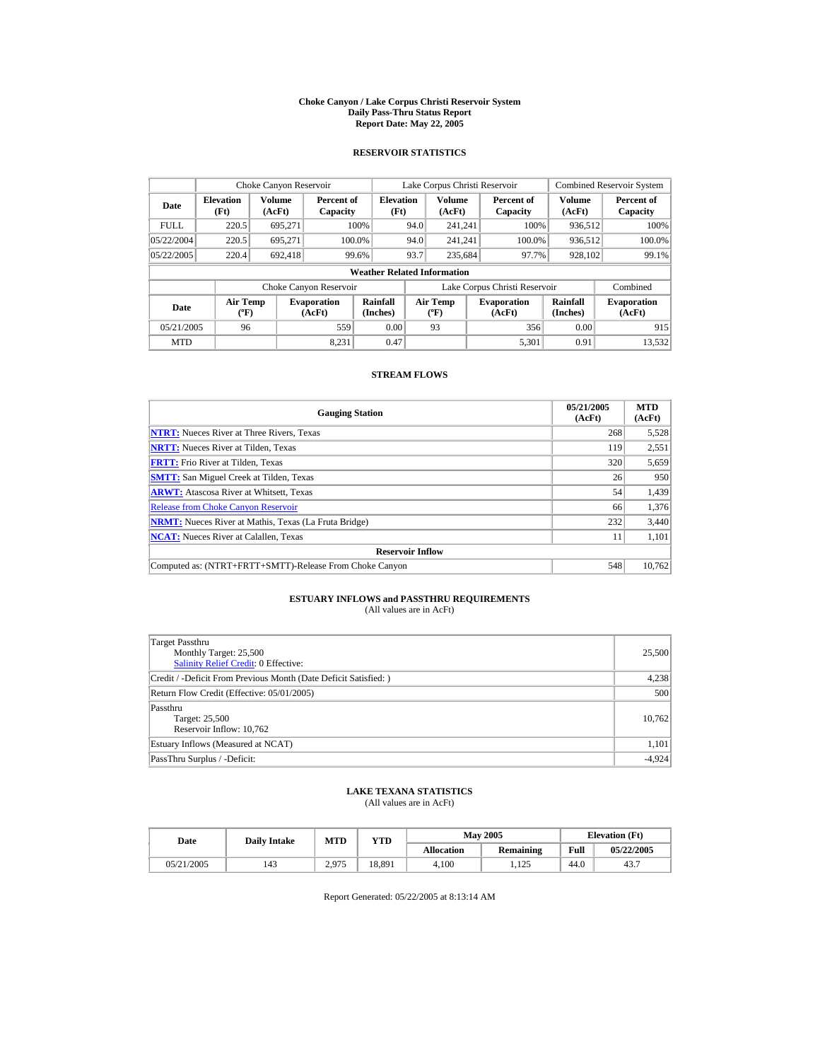# Choke Canyon / Lake Corpus Christi Reservoir System
## Daily Pass-Thru Status Report
## Report Date: May 22, 2005

### RESERVOIR STATISTICS

| Date | Choke Canyon Reservoir | | | Lake Corpus Christi Reservoir | | | Combined Reservoir System | |
|---|---|---|---|---|---|---|---|---|
| | Elevation (Ft) | Volume (AcFt) | Percent of Capacity | Elevation (Ft) | Volume (AcFt) | Percent of Capacity | Volume (AcFt) | Percent of Capacity |
| FULL | 220.5 | 695,271 | 100% | 94.0 | 241,241 | 100% | 936,512 | 100% |
| 05/22/2004 | 220.5 | 695,271 | 100.0% | 94.0 | 241,241 | 100.0% | 936,512 | 100.0% |
| 05/22/2005 | 220.4 | 692,418 | 99.6% | 93.7 | 235,684 | 97.7% | 928,102 | 99.1% |

**Weather Related Information**

| Date | Choke Canyon Reservoir | | | Lake Corpus Christi Reservoir | | | Combined |
|---|---|---|---|---|---|---|---|
| | Air Temp (ºF) | Evaporation (AcFt) | Rainfall (Inches) | Air Temp (ºF) | Evaporation (AcFt) | Rainfall (Inches) | Evaporation (AcFt) |
| 05/21/2005 | 96 | 559 | 0.00 | 93 | 356 | 0.00 | 915 |
| MTD | | 8,231 | 0.47 | | 5,301 | 0.91 | 13,532 |

### STREAM FLOWS

| Gauging Station | 05/21/2005 (AcFt) | MTD (AcFt) |
|---|---|---|
| **NTRT:** Nueces River at Three Rivers, Texas | 268 | 5,528 |
| **NRTT:** Nueces River at Tilden, Texas | 119 | 2,551 |
| **FRTT:** Frio River at Tilden, Texas | 320 | 5,659 |
| **SMTT:** San Miguel Creek at Tilden, Texas | 26 | 950 |
| **ARWT:** Atascosa River at Whitsett, Texas | 54 | 1,439 |
| Release from Choke Canyon Reservoir | 66 | 1,376 |
| **NRMT:** Nueces River at Mathis, Texas (La Fruta Bridge) | 232 | 3,440 |
| **NCAT:** Nueces River at Calallen, Texas | 11 | 1,101 |
| **Reservoir Inflow** | | |
| Computed as: (NTRT+FRTT+SMTT)-Release From Choke Canyon | 548 | 10,762 |

### ESTUARY INFLOWS and PASSTHRU REQUIREMENTS
(All values are in AcFt)

| | |
|---|---|
| Target Passthru<br>Monthly Target: 25,500<br>Salinity Relief Credit: 0 Effective: | 25,500 |
| Credit / -Deficit From Previous Month (Date Deficit Satisfied: ) | 4,238 |
| Return Flow Credit (Effective: 05/01/2005) | 500 |
| Passthru<br>Target: 25,500<br>Reservoir Inflow: 10,762 | 10,762 |
| Estuary Inflows (Measured at NCAT) | 1,101 |
| PassThru Surplus / -Deficit: | -4,924 |

### LAKE TEXANA STATISTICS
(All values are in AcFt)

| Date | Daily Intake | MTD | YTD | May 2005 | | Elevation (Ft) | |
|---|---|---|---|---|---|---|---|
| | | | | Allocation | Remaining | Full | 05/22/2005 |
| 05/21/2005 | 143 | 2,975 | 18,891 | 4,100 | 1,125 | 44.0 | 43.7 |

Report Generated: 05/22/2005 at 8:13:14 AM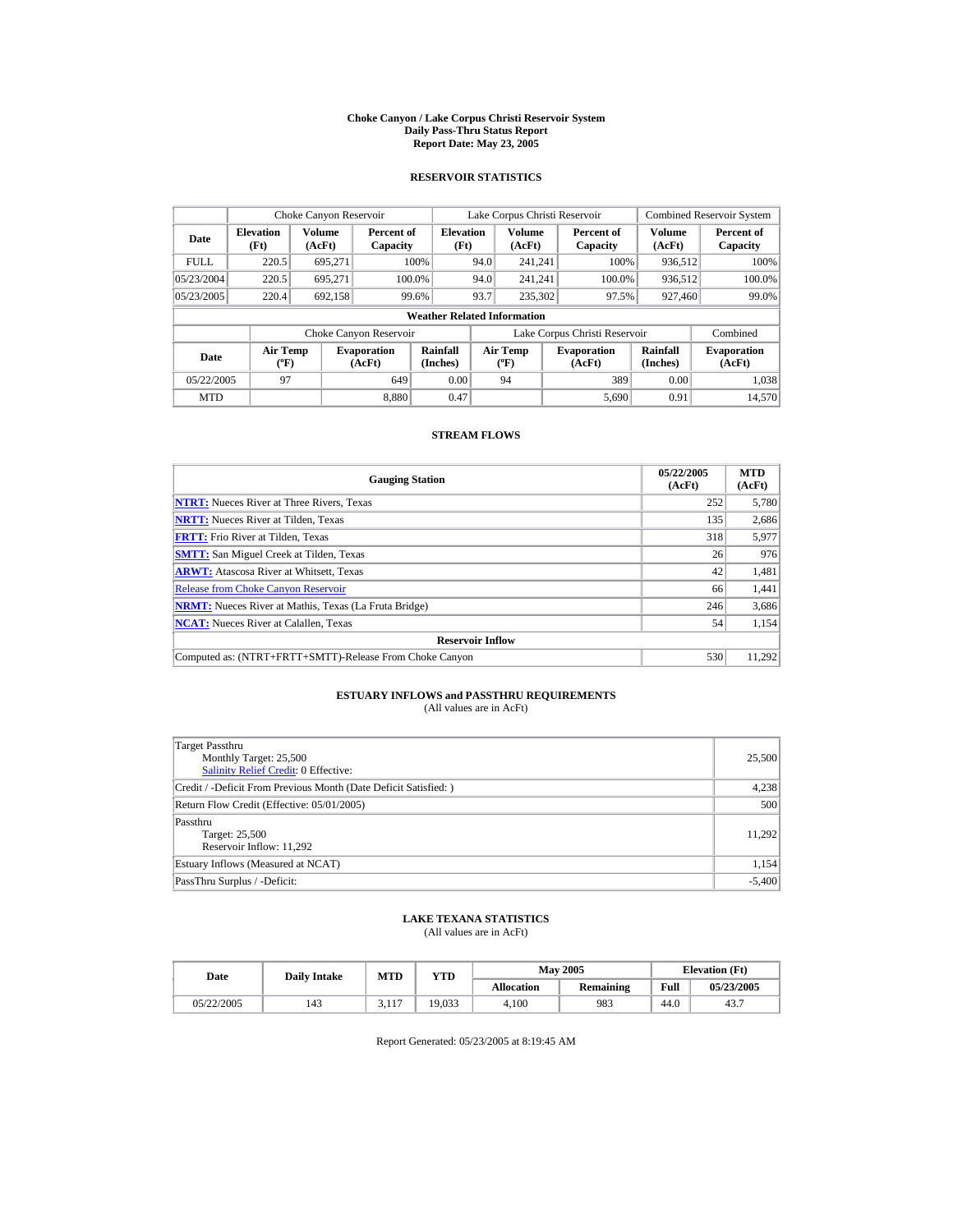# Choke Canyon / Lake Corpus Christi Reservoir System
## Daily Pass-Thru Status Report
### Report Date: May 23, 2005

## RESERVOIR STATISTICS

| Date | Choke Canyon Reservoir | | | Lake Corpus Christi Reservoir | | | Combined Reservoir System | |
|---|---|---|---|---|---|---|---|---|
| | Elevation (Ft) | Volume (AcFt) | Percent of Capacity | Elevation (Ft) | Volume (AcFt) | Percent of Capacity | Volume (AcFt) | Percent of Capacity |
| FULL | 220.5 | 695,271 | 100% | 94.0 | 241,241 | 100% | 936,512 | 100% |
| 05/23/2004 | 220.5 | 695,271 | 100.0% | 94.0 | 241,241 | 100.0% | 936,512 | 100.0% |
| 05/23/2005 | 220.4 | 692,158 | 99.6% | 93.7 | 235,302 | 97.5% | 927,460 | 99.0% |

**Weather Related Information**

| Date | Choke Canyon Reservoir | | | Lake Corpus Christi Reservoir | | | Combined |
|---|---|---|---|---|---|---|---|
| | Air Temp (ºF) | Evaporation (AcFt) | Rainfall (Inches) | Air Temp (ºF) | Evaporation (AcFt) | Rainfall (Inches) | Evaporation (AcFt) |
| 05/22/2005 | 97 | 649 | 0.00 | 94 | 389 | 0.00 | 1,038 |
| MTD | | 8,880 | 0.47 | | 5,690 | 0.91 | 14,570 |

## STREAM FLOWS

| Gauging Station | 05/22/2005 (AcFt) | MTD (AcFt) |
|---|---|---|
| **NTRT:** Nueces River at Three Rivers, Texas | 252 | 5,780 |
| **NRTT:** Nueces River at Tilden, Texas | 135 | 2,686 |
| **FRTT:** Frio River at Tilden, Texas | 318 | 5,977 |
| **SMTT:** San Miguel Creek at Tilden, Texas | 26 | 976 |
| **ARWT:** Atascosa River at Whitsett, Texas | 42 | 1,481 |
| Release from Choke Canyon Reservoir | 66 | 1,441 |
| **NRMT:** Nueces River at Mathis, Texas (La Fruta Bridge) | 246 | 3,686 |
| **NCAT:** Nueces River at Calallen, Texas | 54 | 1,154 |
| **Reservoir Inflow** | | |
| Computed as: (NTRT+FRTT+SMTT)-Release From Choke Canyon | 530 | 11,292 |

## ESTUARY INFLOWS and PASSTHRU REQUIREMENTS
(All values are in AcFt)

| | |
|---|---|
| Target Passthru<br>Monthly Target: 25,500<br>Salinity Relief Credit: 0 Effective: | 25,500 |
| Credit / -Deficit From Previous Month (Date Deficit Satisfied: ) | 4,238 |
| Return Flow Credit (Effective: 05/01/2005) | 500 |
| Passthru<br>Target: 25,500<br>Reservoir Inflow: 11,292 | 11,292 |
| Estuary Inflows (Measured at NCAT) | 1,154 |
| PassThru Surplus / -Deficit: | -5,400 |

## LAKE TEXANA STATISTICS
(All values are in AcFt)

| Date | Daily Intake | MTD | YTD | May 2005 | | Elevation (Ft) | |
|---|---|---|---|---|---|---|---|
| | | | | Allocation | Remaining | Full | 05/23/2005 |
| 05/22/2005 | 143 | 3,117 | 19,033 | 4,100 | 983 | 44.0 | 43.7 |

Report Generated: 05/23/2005 at 8:19:45 AM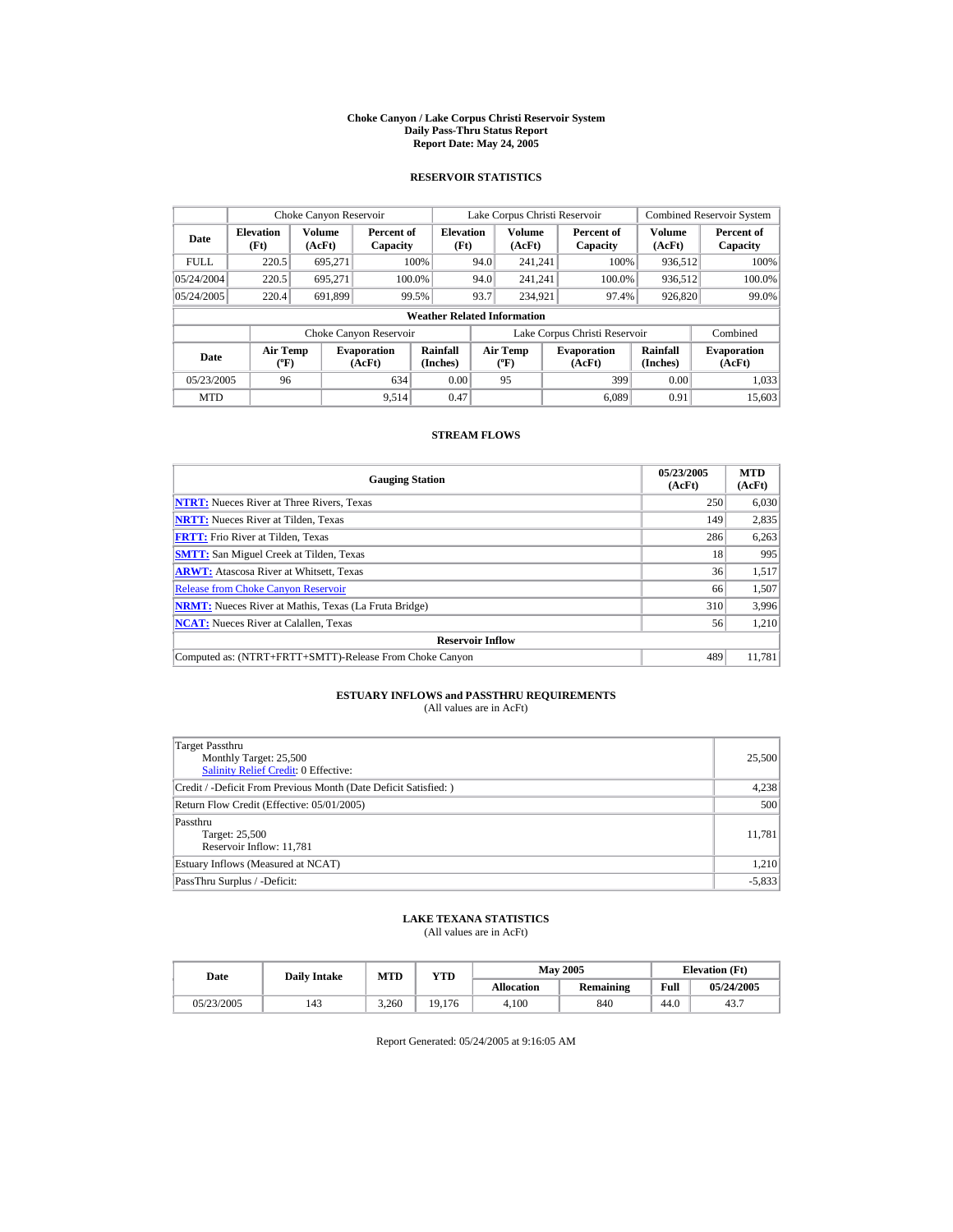# Choke Canyon / Lake Corpus Christi Reservoir System
## Daily Pass-Thru Status Report
### Report Date: May 24, 2005

## RESERVOIR STATISTICS

| Date | Choke Canyon Reservoir | | | Lake Corpus Christi Reservoir | | | Combined Reservoir System | |
|---|---|---|---|---|---|---|---|---|
| | Elevation (Ft) | Volume (AcFt) | Percent of Capacity | Elevation (Ft) | Volume (AcFt) | Percent of Capacity | Volume (AcFt) | Percent of Capacity |
| FULL | 220.5 | 695,271 | 100% | 94.0 | 241,241 | 100% | 936,512 | 100% |
| 05/24/2004 | 220.5 | 695,271 | 100.0% | 94.0 | 241,241 | 100.0% | 936,512 | 100.0% |
| 05/24/2005 | 220.4 | 691,899 | 99.5% | 93.7 | 234,921 | 97.4% | 926,820 | 99.0% |

**Weather Related Information**

| Date | Choke Canyon Reservoir | | | Lake Corpus Christi Reservoir | | | Combined |
|---|---|---|---|---|---|---|---|
| | Air Temp (ºF) | Evaporation (AcFt) | Rainfall (Inches) | Air Temp (ºF) | Evaporation (AcFt) | Rainfall (Inches) | Evaporation (AcFt) |
| 05/23/2005 | 96 | 634 | 0.00 | 95 | 399 | 0.00 | 1,033 |
| MTD | | 9,514 | 0.47 | | 6,089 | 0.91 | 15,603 |

## STREAM FLOWS

| Gauging Station | 05/23/2005 (AcFt) | MTD (AcFt) |
|---|---|---|
| **NTRT:** Nueces River at Three Rivers, Texas | 250 | 6,030 |
| **NRTT:** Nueces River at Tilden, Texas | 149 | 2,835 |
| **FRTT:** Frio River at Tilden, Texas | 286 | 6,263 |
| **SMTT:** San Miguel Creek at Tilden, Texas | 18 | 995 |
| **ARWT:** Atascosa River at Whitsett, Texas | 36 | 1,517 |
| Release from Choke Canyon Reservoir | 66 | 1,507 |
| **NRMT:** Nueces River at Mathis, Texas (La Fruta Bridge) | 310 | 3,996 |
| **NCAT:** Nueces River at Calallen, Texas | 56 | 1,210 |
| **Reservoir Inflow** | | |
| Computed as: (NTRT+FRTT+SMTT)-Release From Choke Canyon | 489 | 11,781 |

## ESTUARY INFLOWS and PASSTHRU REQUIREMENTS
(All values are in AcFt)

| | |
|---|---|
| Target Passthru<br>Monthly Target: 25,500<br>Salinity Relief Credit: 0 Effective: | 25,500 |
| Credit / -Deficit From Previous Month (Date Deficit Satisfied: ) | 4,238 |
| Return Flow Credit (Effective: 05/01/2005) | 500 |
| Passthru<br>Target: 25,500<br>Reservoir Inflow: 11,781 | 11,781 |
| Estuary Inflows (Measured at NCAT) | 1,210 |
| PassThru Surplus / -Deficit: | -5,833 |

## LAKE TEXANA STATISTICS
(All values are in AcFt)

| Date | Daily Intake | MTD | YTD | May 2005 | | Elevation (Ft) | |
|---|---|---|---|---|---|---|---|
| | | | | Allocation | Remaining | Full | 05/24/2005 |
| 05/23/2005 | 143 | 3,260 | 19,176 | 4,100 | 840 | 44.0 | 43.7 |

Report Generated: 05/24/2005 at 9:16:05 AM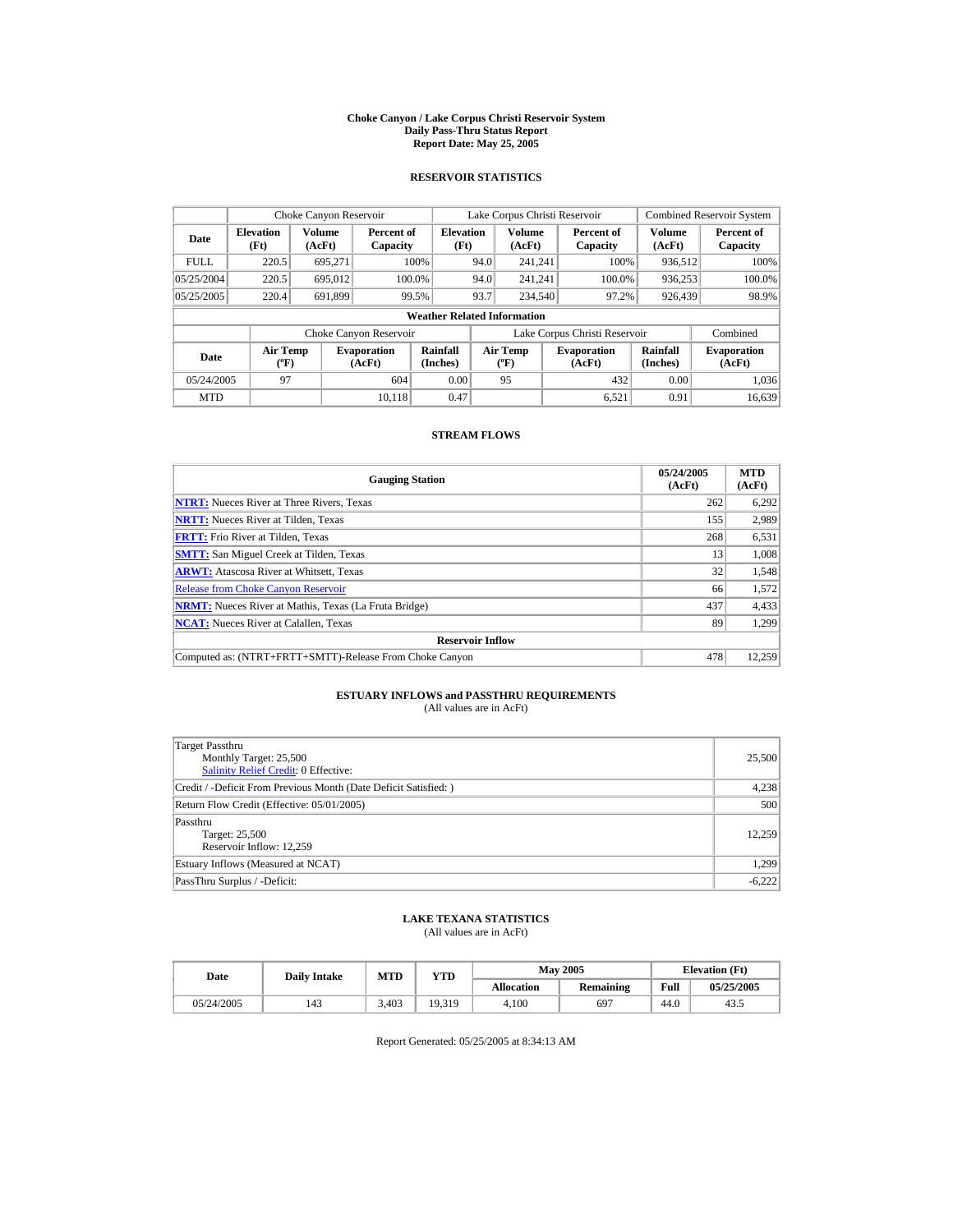# Choke Canyon / Lake Corpus Christi Reservoir System
## Daily Pass-Thru Status Report
### Report Date: May 25, 2005

## RESERVOIR STATISTICS

| Date | Choke Canyon Reservoir | | | Lake Corpus Christi Reservoir | | | Combined Reservoir System | |
|---|---|---|---|---|---|---|---|---|
| | Elevation (Ft) | Volume (AcFt) | Percent of Capacity | Elevation (Ft) | Volume (AcFt) | Percent of Capacity | Volume (AcFt) | Percent of Capacity |
| FULL | 220.5 | 695,271 | 100% | 94.0 | 241,241 | 100% | 936,512 | 100% |
| 05/25/2004 | 220.5 | 695,012 | 100.0% | 94.0 | 241,241 | 100.0% | 936,253 | 100.0% |
| 05/25/2005 | 220.4 | 691,899 | 99.5% | 93.7 | 234,540 | 97.2% | 926,439 | 98.9% |

**Weather Related Information**

| Date | Choke Canyon Reservoir | | | Lake Corpus Christi Reservoir | | | Combined |
|---|---|---|---|---|---|---|---|
| | Air Temp (ºF) | Evaporation (AcFt) | Rainfall (Inches) | Air Temp (ºF) | Evaporation (AcFt) | Rainfall (Inches) | Evaporation (AcFt) |
| 05/24/2005 | 97 | 604 | 0.00 | 95 | 432 | 0.00 | 1,036 |
| MTD | | 10,118 | 0.47 | | 6,521 | 0.91 | 16,639 |

## STREAM FLOWS

| Gauging Station | 05/24/2005 (AcFt) | MTD (AcFt) |
|---|---|---|
| **NTRT:** Nueces River at Three Rivers, Texas | 262 | 6,292 |
| **NRTT:** Nueces River at Tilden, Texas | 155 | 2,989 |
| **FRTT:** Frio River at Tilden, Texas | 268 | 6,531 |
| **SMTT:** San Miguel Creek at Tilden, Texas | 13 | 1,008 |
| **ARWT:** Atascosa River at Whitsett, Texas | 32 | 1,548 |
| Release from Choke Canyon Reservoir | 66 | 1,572 |
| **NRMT:** Nueces River at Mathis, Texas (La Fruta Bridge) | 437 | 4,433 |
| **NCAT:** Nueces River at Calallen, Texas | 89 | 1,299 |
| **Reservoir Inflow** | | |
| Computed as: (NTRT+FRTT+SMTT)-Release From Choke Canyon | 478 | 12,259 |

## ESTUARY INFLOWS and PASSTHRU REQUIREMENTS
(All values are in AcFt)

| | |
|---|---|
| Target Passthru<br>Monthly Target: 25,500<br>Salinity Relief Credit: 0 Effective: | 25,500 |
| Credit / -Deficit From Previous Month (Date Deficit Satisfied: ) | 4,238 |
| Return Flow Credit (Effective: 05/01/2005) | 500 |
| Passthru<br>Target: 25,500<br>Reservoir Inflow: 12,259 | 12,259 |
| Estuary Inflows (Measured at NCAT) | 1,299 |
| PassThru Surplus / -Deficit: | -6,222 |

## LAKE TEXANA STATISTICS
(All values are in AcFt)

| Date | Daily Intake | MTD | YTD | May 2005 | | Elevation (Ft) | |
|---|---|---|---|---|---|---|---|
| | | | | Allocation | Remaining | Full | 05/25/2005 |
| 05/24/2005 | 143 | 3,403 | 19,319 | 4,100 | 697 | 44.0 | 43.5 |

Report Generated: 05/25/2005 at 8:34:13 AM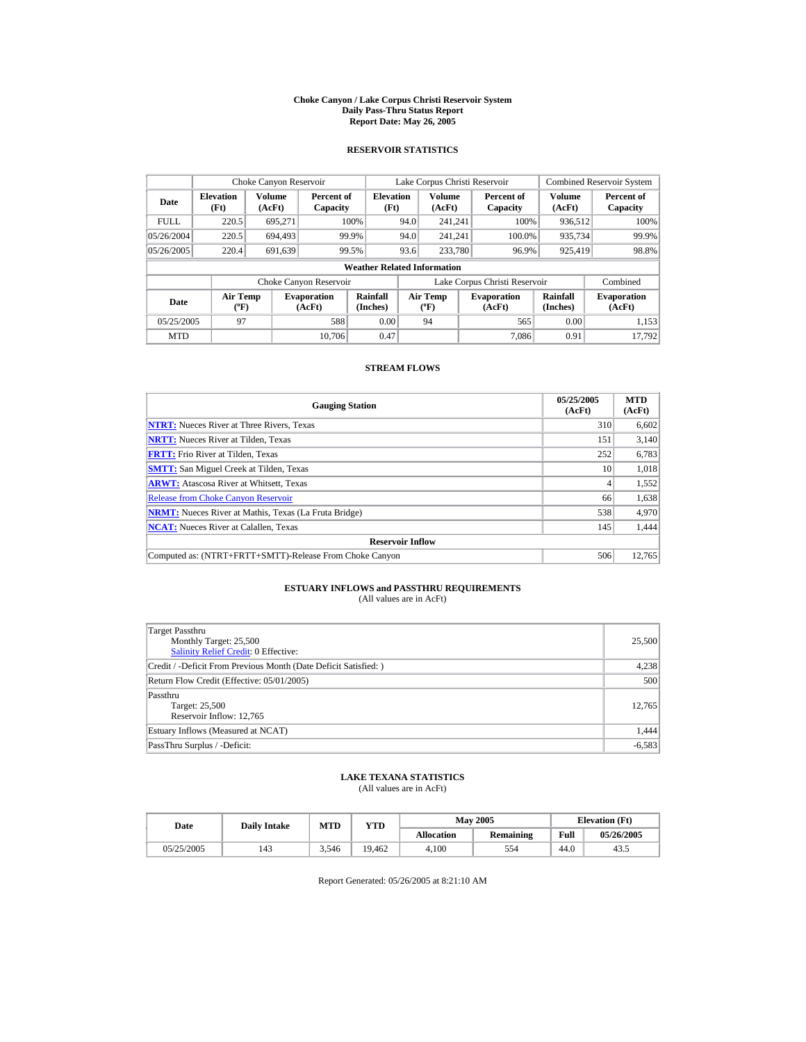# Choke Canyon / Lake Corpus Christi Reservoir System
## Daily Pass-Thru Status Report
### Report Date: May 26, 2005

## RESERVOIR STATISTICS

| Date | Choke Canyon Reservoir | | | Lake Corpus Christi Reservoir | | | Combined Reservoir System | |
|---|---|---|---|---|---|---|---|---|
| | Elevation (Ft) | Volume (AcFt) | Percent of Capacity | Elevation (Ft) | Volume (AcFt) | Percent of Capacity | Volume (AcFt) | Percent of Capacity |
| FULL | 220.5 | 695,271 | 100% | 94.0 | 241,241 | 100% | 936,512 | 100% |
| 05/26/2004 | 220.5 | 694,493 | 99.9% | 94.0 | 241,241 | 100.0% | 935,734 | 99.9% |
| 05/26/2005 | 220.4 | 691,639 | 99.5% | 93.6 | 233,780 | 96.9% | 925,419 | 98.8% |

**Weather Related Information**

| Date | Choke Canyon Reservoir | | | Lake Corpus Christi Reservoir | | | Combined |
|---|---|---|---|---|---|---|---|
| | Air Temp (ºF) | Evaporation (AcFt) | Rainfall (Inches) | Air Temp (ºF) | Evaporation (AcFt) | Rainfall (Inches) | Evaporation (AcFt) |
| 05/25/2005 | 97 | 588 | 0.00 | 94 | 565 | 0.00 | 1,153 |
| MTD | | 10,706 | 0.47 | | 7,086 | 0.91 | 17,792 |

## STREAM FLOWS

| Gauging Station | 05/25/2005 (AcFt) | MTD (AcFt) |
|---|---|---|
| NTRT: Nueces River at Three Rivers, Texas | 310 | 6,602 |
| NRTT: Nueces River at Tilden, Texas | 151 | 3,140 |
| FRTT: Frio River at Tilden, Texas | 252 | 6,783 |
| SMTT: San Miguel Creek at Tilden, Texas | 10 | 1,018 |
| ARWT: Atascosa River at Whitsett, Texas | 4 | 1,552 |
| Release from Choke Canyon Reservoir | 66 | 1,638 |
| NRMT: Nueces River at Mathis, Texas (La Fruta Bridge) | 538 | 4,970 |
| NCAT: Nueces River at Calallen, Texas | 145 | 1,444 |
| **Reservoir Inflow** | | |
| Computed as: (NTRT+FRTT+SMTT)-Release From Choke Canyon | 506 | 12,765 |

## ESTUARY INFLOWS and PASSTHRU REQUIREMENTS
(All values are in AcFt)

| | |
|---|---|
| Target Passthru<br>Monthly Target: 25,500<br>Salinity Relief Credit: 0 Effective: | 25,500 |
| Credit / -Deficit From Previous Month (Date Deficit Satisfied: ) | 4,238 |
| Return Flow Credit (Effective: 05/01/2005) | 500 |
| Passthru<br>Target: 25,500<br>Reservoir Inflow: 12,765 | 12,765 |
| Estuary Inflows (Measured at NCAT) | 1,444 |
| PassThru Surplus / -Deficit: | -6,583 |

## LAKE TEXANA STATISTICS
(All values are in AcFt)

| Date | Daily Intake | MTD | YTD | May 2005 | | Elevation (Ft) | |
|---|---|---|---|---|---|---|---|
| | | | | Allocation | Remaining | Full | 05/26/2005 |
| 05/25/2005 | 143 | 3,546 | 19,462 | 4,100 | 554 | 44.0 | 43.5 |

Report Generated: 05/26/2005 at 8:21:10 AM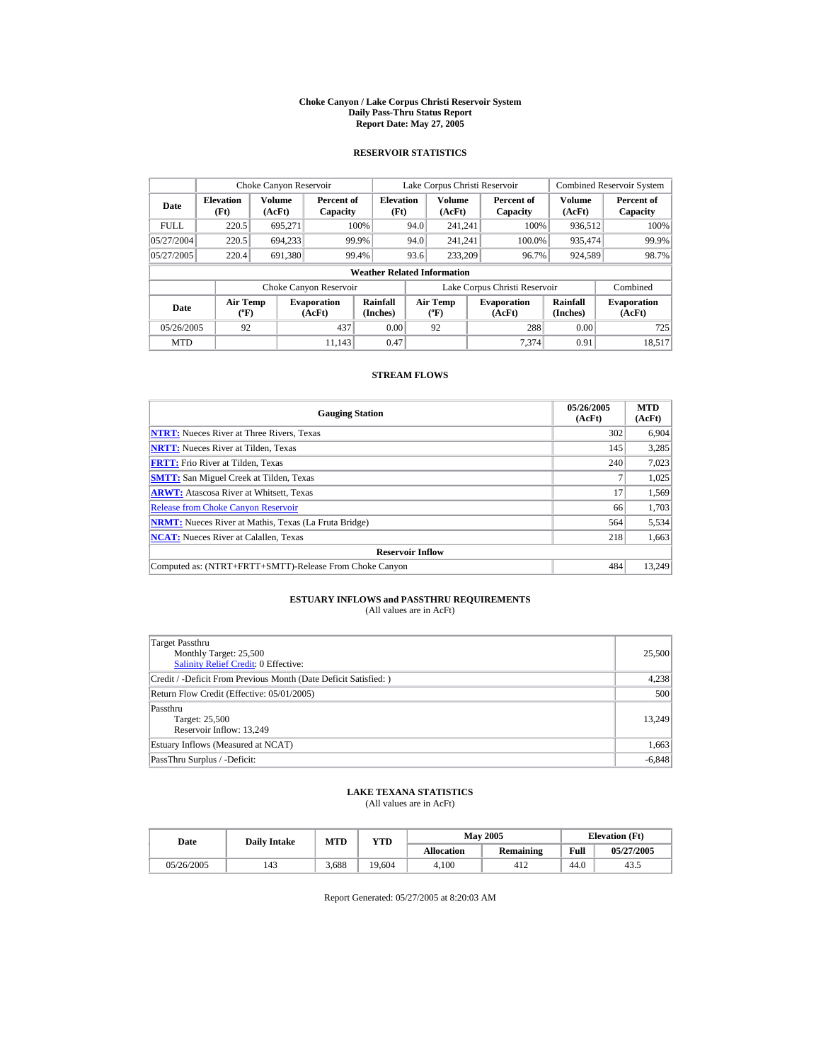# Choke Canyon / Lake Corpus Christi Reservoir System
## Daily Pass-Thru Status Report
### Report Date: May 27, 2005

## RESERVOIR STATISTICS

| Date | Choke Canyon Reservoir | | | Lake Corpus Christi Reservoir | | | Combined Reservoir System | |
|---|---|---|---|---|---|---|---|---|
| | Elevation (Ft) | Volume (AcFt) | Percent of Capacity | Elevation (Ft) | Volume (AcFt) | Percent of Capacity | Volume (AcFt) | Percent of Capacity |
| FULL | 220.5 | 695,271 | 100% | 94.0 | 241,241 | 100% | 936,512 | 100% |
| 05/27/2004 | 220.5 | 694,233 | 99.9% | 94.0 | 241,241 | 100.0% | 935,474 | 99.9% |
| 05/27/2005 | 220.4 | 691,380 | 99.4% | 93.6 | 233,209 | 96.7% | 924,589 | 98.7% |

**Weather Related Information**

| Date | Choke Canyon Reservoir | | | Lake Corpus Christi Reservoir | | | Combined |
|---|---|---|---|---|---|---|---|
| | Air Temp (ºF) | Evaporation (AcFt) | Rainfall (Inches) | Air Temp (ºF) | Evaporation (AcFt) | Rainfall (Inches) | Evaporation (AcFt) |
| 05/26/2005 | 92 | 437 | 0.00 | 92 | 288 | 0.00 | 725 |
| MTD | | 11,143 | 0.47 | | 7,374 | 0.91 | 18,517 |

## STREAM FLOWS

| Gauging Station | 05/26/2005 (AcFt) | MTD (AcFt) |
|---|---|---|
| NTRT: Nueces River at Three Rivers, Texas | 302 | 6,904 |
| NRTT: Nueces River at Tilden, Texas | 145 | 3,285 |
| FRTT: Frio River at Tilden, Texas | 240 | 7,023 |
| SMTT: San Miguel Creek at Tilden, Texas | 7 | 1,025 |
| ARWT: Atascosa River at Whitsett, Texas | 17 | 1,569 |
| Release from Choke Canyon Reservoir | 66 | 1,703 |
| NRMT: Nueces River at Mathis, Texas (La Fruta Bridge) | 564 | 5,534 |
| NCAT: Nueces River at Calallen, Texas | 218 | 1,663 |
| **Reservoir Inflow** | | |
| Computed as: (NTRT+FRTT+SMTT)-Release From Choke Canyon | 484 | 13,249 |

## ESTUARY INFLOWS and PASSTHRU REQUIREMENTS
(All values are in AcFt)

| | |
|---|---|
| Target Passthru<br>Monthly Target: 25,500<br>Salinity Relief Credit: 0 Effective: | 25,500 |
| Credit / -Deficit From Previous Month (Date Deficit Satisfied: ) | 4,238 |
| Return Flow Credit (Effective: 05/01/2005) | 500 |
| Passthru<br>Target: 25,500<br>Reservoir Inflow: 13,249 | 13,249 |
| Estuary Inflows (Measured at NCAT) | 1,663 |
| PassThru Surplus / -Deficit: | -6,848 |

## LAKE TEXANA STATISTICS
(All values are in AcFt)

| Date | Daily Intake | MTD | YTD | May 2005 | | Elevation (Ft) | |
|---|---|---|---|---|---|---|---|
| | | | | Allocation | Remaining | Full | 05/27/2005 |
| 05/26/2005 | 143 | 3,688 | 19,604 | 4,100 | 412 | 44.0 | 43.5 |

Report Generated: 05/27/2005 at 8:20:03 AM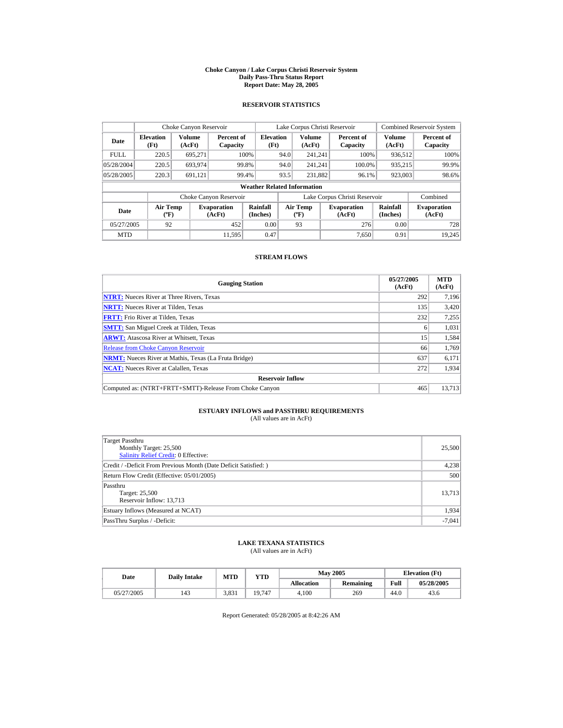# Choke Canyon / Lake Corpus Christi Reservoir System
## Daily Pass-Thru Status Report
### Report Date: May 28, 2005

## RESERVOIR STATISTICS

| Date | Choke Canyon Reservoir | | | Lake Corpus Christi Reservoir | | | Combined Reservoir System | |
|---|---|---|---|---|---|---|---|---|
| | Elevation (Ft) | Volume (AcFt) | Percent of Capacity | Elevation (Ft) | Volume (AcFt) | Percent of Capacity | Volume (AcFt) | Percent of Capacity |
| FULL | 220.5 | 695,271 | 100% | 94.0 | 241,241 | 100% | 936,512 | 100% |
| 05/28/2004 | 220.5 | 693,974 | 99.8% | 94.0 | 241,241 | 100.0% | 935,215 | 99.9% |
| 05/28/2005 | 220.3 | 691,121 | 99.4% | 93.5 | 231,882 | 96.1% | 923,003 | 98.6% |

**Weather Related Information**

| Date | Choke Canyon Reservoir | | | Lake Corpus Christi Reservoir | | | Combined |
|---|---|---|---|---|---|---|---|
| | Air Temp (°F) | Evaporation (AcFt) | Rainfall (Inches) | Air Temp (°F) | Evaporation (AcFt) | Rainfall (Inches) | Evaporation (AcFt) |
| 05/27/2005 | 92 | 452 | 0.00 | 93 | 276 | 0.00 | 728 |
| MTD | | 11,595 | 0.47 | | 7,650 | 0.91 | 19,245 |

## STREAM FLOWS

| Gauging Station | 05/27/2005 (AcFt) | MTD (AcFt) |
|---|---|---|
| NTRT: Nueces River at Three Rivers, Texas | 292 | 7,196 |
| NRTT: Nueces River at Tilden, Texas | 135 | 3,420 |
| FRTT: Frio River at Tilden, Texas | 232 | 7,255 |
| SMTT: San Miguel Creek at Tilden, Texas | 6 | 1,031 |
| ARWT: Atascosa River at Whitsett, Texas | 15 | 1,584 |
| Release from Choke Canyon Reservoir | 66 | 1,769 |
| NRMT: Nueces River at Mathis, Texas (La Fruta Bridge) | 637 | 6,171 |
| NCAT: Nueces River at Calallen, Texas | 272 | 1,934 |
| **Reservoir Inflow** | | |
| Computed as: (NTRT+FRTT+SMTT)-Release From Choke Canyon | 465 | 13,713 |

## ESTUARY INFLOWS and PASSTHRU REQUIREMENTS
(All values are in AcFt)

| | |
|---|---|
| Target Passthru<br>Monthly Target: 25,500<br>Salinity Relief Credit: 0 Effective: | 25,500 |
| Credit / -Deficit From Previous Month (Date Deficit Satisfied: ) | 4,238 |
| Return Flow Credit (Effective: 05/01/2005) | 500 |
| Passthru<br>Target: 25,500<br>Reservoir Inflow: 13,713 | 13,713 |
| Estuary Inflows (Measured at NCAT) | 1,934 |
| PassThru Surplus / -Deficit: | -7,041 |

## LAKE TEXANA STATISTICS
(All values are in AcFt)

| Date | Daily Intake | MTD | YTD | May 2005 | | Elevation (Ft) | |
|---|---|---|---|---|---|---|---|
| | | | | Allocation | Remaining | Full | 05/28/2005 |
| 05/27/2005 | 143 | 3,831 | 19,747 | 4,100 | 269 | 44.0 | 43.6 |

Report Generated: 05/28/2005 at 8:42:26 AM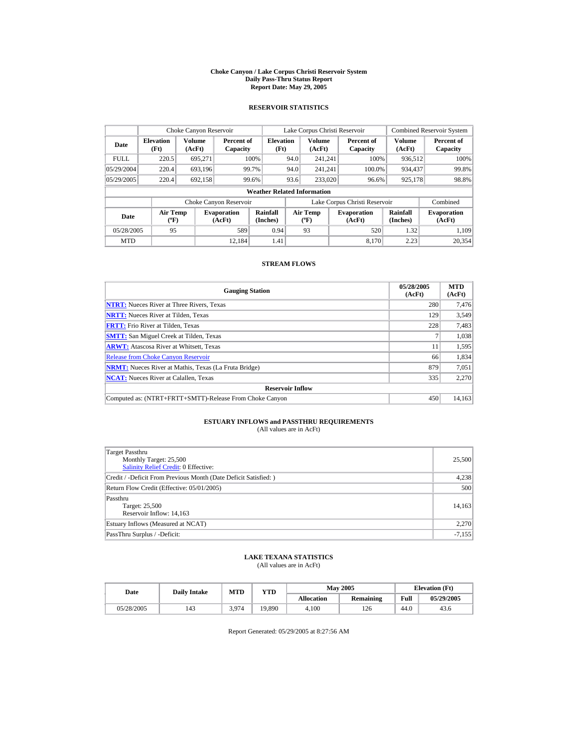# Choke Canyon / Lake Corpus Christi Reservoir System
## Daily Pass-Thru Status Report
## Report Date: May 29, 2005

### RESERVOIR STATISTICS

| Date | Choke Canyon Reservoir | | | Lake Corpus Christi Reservoir | | | Combined Reservoir System | |
|---|---|---|---|---|---|---|---|---|
| | Elevation (Ft) | Volume (AcFt) | Percent of Capacity | Elevation (Ft) | Volume (AcFt) | Percent of Capacity | Volume (AcFt) | Percent of Capacity |
| FULL | 220.5 | 695,271 | 100% | 94.0 | 241,241 | 100% | 936,512 | 100% |
| 05/29/2004 | 220.4 | 693,196 | 99.7% | 94.0 | 241,241 | 100.0% | 934,437 | 99.8% |
| 05/29/2005 | 220.4 | 692,158 | 99.6% | 93.6 | 233,020 | 96.6% | 925,178 | 98.8% |

**Weather Related Information**

| Date | Choke Canyon Reservoir | | | Lake Corpus Christi Reservoir | | | Combined |
|---|---|---|---|---|---|---|---|
| | Air Temp (ºF) | Evaporation (AcFt) | Rainfall (Inches) | Air Temp (ºF) | Evaporation (AcFt) | Rainfall (Inches) | Evaporation (AcFt) |
| 05/28/2005 | 95 | 589 | 0.94 | 93 | 520 | 1.32 | 1,109 |
| MTD | | 12,184 | 1.41 | | 8,170 | 2.23 | 20,354 |

### STREAM FLOWS

| Gauging Station | 05/28/2005 (AcFt) | MTD (AcFt) |
|---|---|---|
| **NTRT:** Nueces River at Three Rivers, Texas | 280 | 7,476 |
| **NRTT:** Nueces River at Tilden, Texas | 129 | 3,549 |
| **FRTT:** Frio River at Tilden, Texas | 228 | 7,483 |
| **SMTT:** San Miguel Creek at Tilden, Texas | 7 | 1,038 |
| **ARWT:** Atascosa River at Whitsett, Texas | 11 | 1,595 |
| Release from Choke Canyon Reservoir | 66 | 1,834 |
| **NRMT:** Nueces River at Mathis, Texas (La Fruta Bridge) | 879 | 7,051 |
| **NCAT:** Nueces River at Calallen, Texas | 335 | 2,270 |
| **Reservoir Inflow** | | |
| Computed as: (NTRT+FRTT+SMTT)-Release From Choke Canyon | 450 | 14,163 |

### ESTUARY INFLOWS and PASSTHRU REQUIREMENTS
(All values are in AcFt)

| | |
|---|---|
| Target Passthru<br>Monthly Target: 25,500<br>Salinity Relief Credit: 0 Effective: | 25,500 |
| Credit / -Deficit From Previous Month (Date Deficit Satisfied: ) | 4,238 |
| Return Flow Credit (Effective: 05/01/2005) | 500 |
| Passthru<br>Target: 25,500<br>Reservoir Inflow: 14,163 | 14,163 |
| Estuary Inflows (Measured at NCAT) | 2,270 |
| PassThru Surplus / -Deficit: | -7,155 |

### LAKE TEXANA STATISTICS
(All values are in AcFt)

| Date | Daily Intake | MTD | YTD | May 2005 | | Elevation (Ft) | |
|---|---|---|---|---|---|---|---|
| | | | | Allocation | Remaining | Full | 05/29/2005 |
| 05/28/2005 | 143 | 3,974 | 19,890 | 4,100 | 126 | 44.0 | 43.6 |

Report Generated: 05/29/2005 at 8:27:56 AM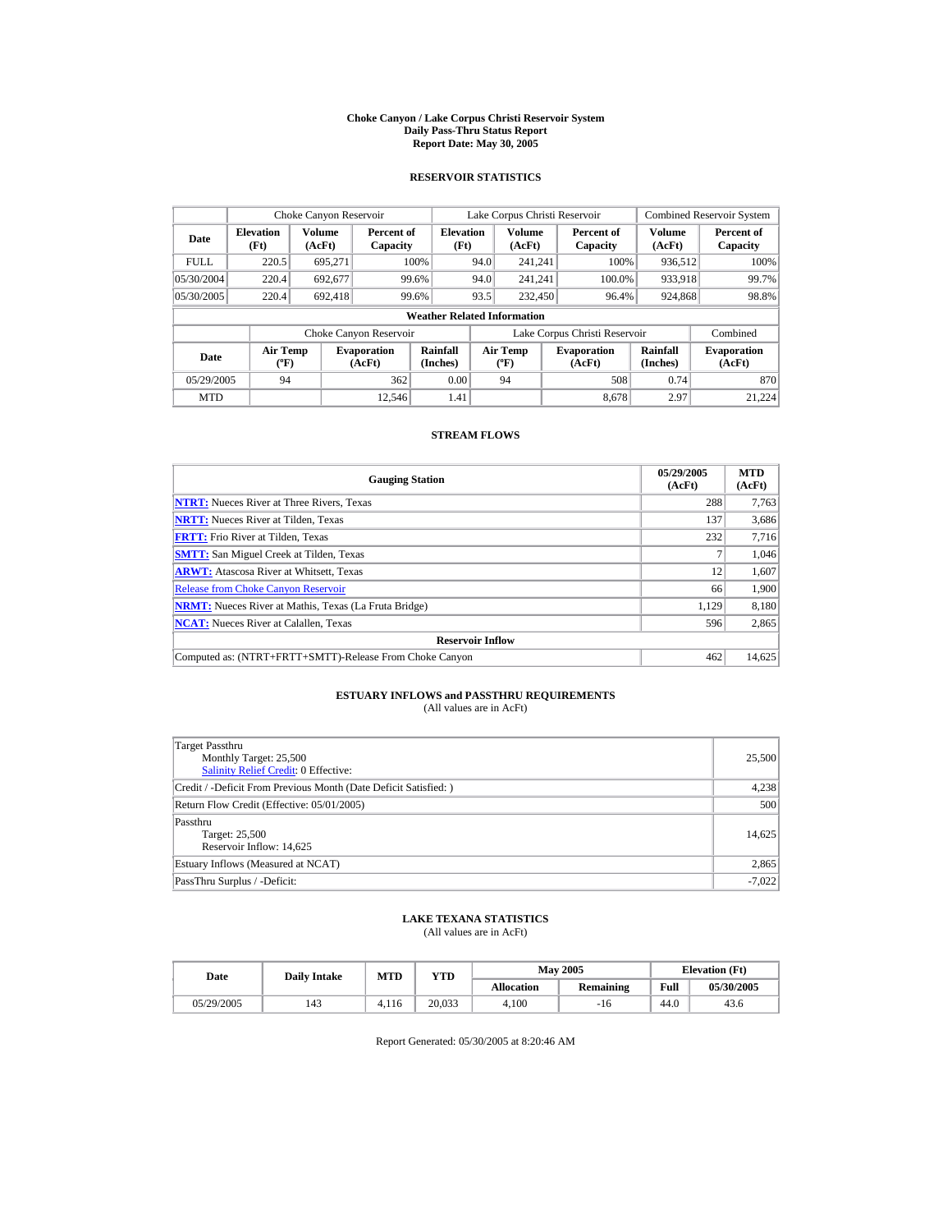# Choke Canyon / Lake Corpus Christi Reservoir System
## Daily Pass-Thru Status Report
## Report Date: May 30, 2005

### RESERVOIR STATISTICS

| Date | Choke Canyon Reservoir | | | Lake Corpus Christi Reservoir | | | Combined Reservoir System | |
|---|---|---|---|---|---|---|---|---|
| | Elevation (Ft) | Volume (AcFt) | Percent of Capacity | Elevation (Ft) | Volume (AcFt) | Percent of Capacity | Volume (AcFt) | Percent of Capacity |
| FULL | 220.5 | 695,271 | 100% | 94.0 | 241,241 | 100% | 936,512 | 100% |
| 05/30/2004 | 220.4 | 692,677 | 99.6% | 94.0 | 241,241 | 100.0% | 933,918 | 99.7% |
| 05/30/2005 | 220.4 | 692,418 | 99.6% | 93.5 | 232,450 | 96.4% | 924,868 | 98.8% |

**Weather Related Information**

| Date | Choke Canyon Reservoir | | | Lake Corpus Christi Reservoir | | | Combined |
|---|---|---|---|---|---|---|---|
| | Air Temp (ºF) | Evaporation (AcFt) | Rainfall (Inches) | Air Temp (ºF) | Evaporation (AcFt) | Rainfall (Inches) | Evaporation (AcFt) |
| 05/29/2005 | 94 | 362 | 0.00 | 94 | 508 | 0.74 | 870 |
| MTD | | 12,546 | 1.41 | | 8,678 | 2.97 | 21,224 |

### STREAM FLOWS

| Gauging Station | 05/29/2005 (AcFt) | MTD (AcFt) |
|---|---|---|
| **NTRT:** Nueces River at Three Rivers, Texas | 288 | 7,763 |
| **NRTT:** Nueces River at Tilden, Texas | 137 | 3,686 |
| **FRTT:** Frio River at Tilden, Texas | 232 | 7,716 |
| **SMTT:** San Miguel Creek at Tilden, Texas | 7 | 1,046 |
| **ARWT:** Atascosa River at Whitsett, Texas | 12 | 1,607 |
| Release from Choke Canyon Reservoir | 66 | 1,900 |
| **NRMT:** Nueces River at Mathis, Texas (La Fruta Bridge) | 1,129 | 8,180 |
| **NCAT:** Nueces River at Calallen, Texas | 596 | 2,865 |
| **Reservoir Inflow** | | |
| Computed as: (NTRT+FRTT+SMTT)-Release From Choke Canyon | 462 | 14,625 |

### ESTUARY INFLOWS and PASSTHRU REQUIREMENTS
(All values are in AcFt)

| | |
|---|---|
| Target Passthru<br>Monthly Target: 25,500<br>Salinity Relief Credit: 0 Effective: | 25,500 |
| Credit / -Deficit From Previous Month (Date Deficit Satisfied: ) | 4,238 |
| Return Flow Credit (Effective: 05/01/2005) | 500 |
| Passthru<br>Target: 25,500<br>Reservoir Inflow: 14,625 | 14,625 |
| Estuary Inflows (Measured at NCAT) | 2,865 |
| PassThru Surplus / -Deficit: | -7,022 |

### LAKE TEXANA STATISTICS
(All values are in AcFt)

| Date | Daily Intake | MTD | YTD | May 2005 | | Elevation (Ft) | |
|---|---|---|---|---|---|---|---|
| | | | | Allocation | Remaining | Full | 05/30/2005 |
| 05/29/2005 | 143 | 4,116 | 20,033 | 4,100 | -16 | 44.0 | 43.6 |

Report Generated: 05/30/2005 at 8:20:46 AM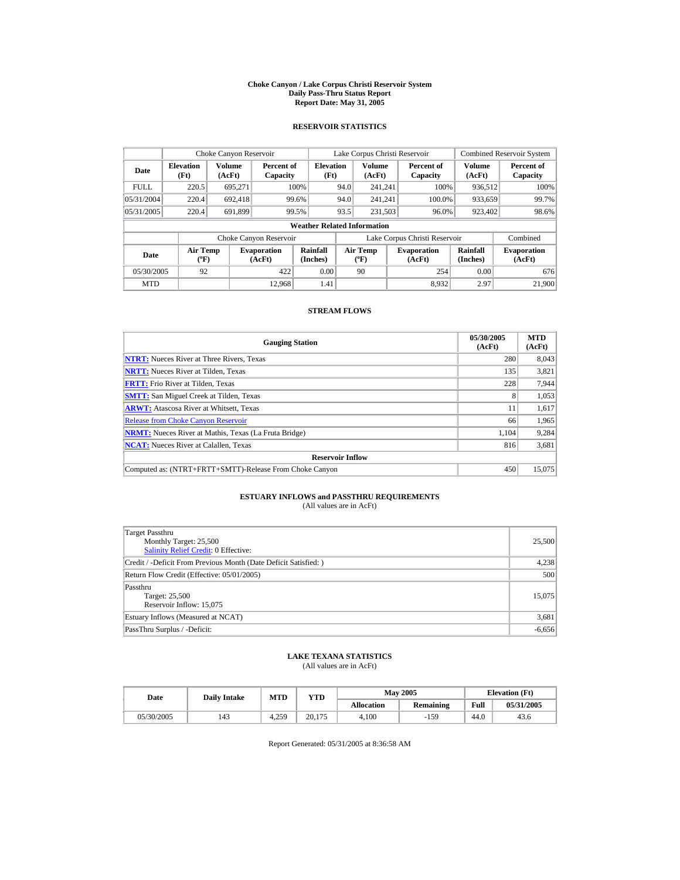**Choke Canyon / Lake Corpus Christi Reservoir System**
**Daily Pass-Thru Status Report**
**Report Date: May 31, 2005**

## RESERVOIR STATISTICS

| | Choke Canyon Reservoir | | | Lake Corpus Christi Reservoir | | | Combined Reservoir System | |
|---|---|---|---|---|---|---|---|---|
| **Date** | **Elevation (Ft)** | **Volume (AcFt)** | **Percent of Capacity** | **Elevation (Ft)** | **Volume (AcFt)** | **Percent of Capacity** | **Volume (AcFt)** | **Percent of Capacity** |
| FULL | 220.5 | 695,271 | 100% | 94.0 | 241,241 | 100% | 936,512 | 100% |
| 05/31/2004 | 220.4 | 692,418 | 99.6% | 94.0 | 241,241 | 100.0% | 933,659 | 99.7% |
| 05/31/2005 | 220.4 | 691,899 | 99.5% | 93.5 | 231,503 | 96.0% | 923,402 | 98.6% |

**Weather Related Information**

| | Choke Canyon Reservoir | | | Lake Corpus Christi Reservoir | | | Combined |
|---|---|---|---|---|---|---|---|
| **Date** | **Air Temp (ºF)** | **Evaporation (AcFt)** | **Rainfall (Inches)** | **Air Temp (ºF)** | **Evaporation (AcFt)** | **Rainfall (Inches)** | **Evaporation (AcFt)** |
| 05/30/2005 | 92 | 422 | 0.00 | 90 | 254 | 0.00 | 676 |
| MTD | | 12,968 | 1.41 | | 8,932 | 2.97 | 21,900 |

## STREAM FLOWS

| Gauging Station | 05/30/2005 (AcFt) | MTD (AcFt) |
|---|---|---|
| **NTRT:** Nueces River at Three Rivers, Texas | 280 | 8,043 |
| **NRTT:** Nueces River at Tilden, Texas | 135 | 3,821 |
| **FRTT:** Frio River at Tilden, Texas | 228 | 7,944 |
| **SMTT:** San Miguel Creek at Tilden, Texas | 8 | 1,053 |
| **ARWT:** Atascosa River at Whitsett, Texas | 11 | 1,617 |
| Release from Choke Canyon Reservoir | 66 | 1,965 |
| **NRMT:** Nueces River at Mathis, Texas (La Fruta Bridge) | 1,104 | 9,284 |
| **NCAT:** Nueces River at Calallen, Texas | 816 | 3,681 |
| **Reservoir Inflow** | | |
| Computed as: (NTRT+FRTT+SMTT)-Release From Choke Canyon | 450 | 15,075 |

## ESTUARY INFLOWS and PASSTHRU REQUIREMENTS

(All values are in AcFt)

| | |
|---|---|
| Target Passthru<br>Monthly Target: 25,500<br>Salinity Relief Credit: 0 Effective: | 25,500 |
| Credit / -Deficit From Previous Month (Date Deficit Satisfied: ) | 4,238 |
| Return Flow Credit (Effective: 05/01/2005) | 500 |
| Passthru<br>Target: 25,500<br>Reservoir Inflow: 15,075 | 15,075 |
| Estuary Inflows (Measured at NCAT) | 3,681 |
| PassThru Surplus / -Deficit: | -6,656 |

## LAKE TEXANA STATISTICS

(All values are in AcFt)

| Date | Daily Intake | MTD | YTD | May 2005 | | Elevation (Ft) | |
|---|---|---|---|---|---|---|---|
| | | | | **Allocation** | **Remaining** | **Full** | **05/31/2005** |
| 05/30/2005 | 143 | 4,259 | 20,175 | 4,100 | -159 | 44.0 | 43.6 |

Report Generated: 05/31/2005 at 8:36:58 AM